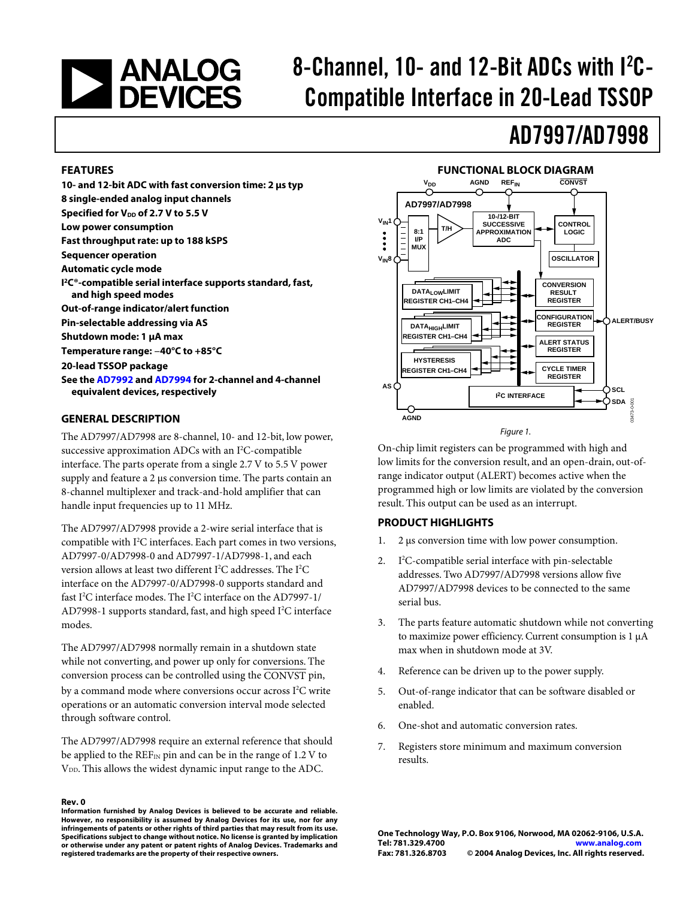# 8-Channel, 10- and 12-Bit ADCs with I²C-Compatible Interface in 20-Lead TSSOP

# AD7997/AD7998

## FEATURES

**10- and 12-bit ADC with fast conversion time: 2 μs typ**
**8 single-ended analog input channels**
**Specified for $V_{DD}$ of 2.7 V to 5.5 V**
**Low power consumption**
**Fast throughput rate: up to 188 kSPS**
**Sequencer operation**
**Automatic cycle mode**
**I²C®-compatible serial interface supports standard, fast, and high speed modes**
**Out-of-range indicator/alert function**
**Pin-selectable addressing via AS**
**Shutdown mode: 1 μA max**
**Temperature range: −40°C to +85°C**
**20-lead TSSOP package**
**See the AD7992 and AD7994 for 2-channel and 4-channel equivalent devices, respectively**

## GENERAL DESCRIPTION

The AD7997/AD7998 are 8-channel, 10- and 12-bit, low power, successive approximation ADCs with an I²C-compatible interface. The parts operate from a single 2.7 V to 5.5 V power supply and feature a 2 μs conversion time. The parts contain an 8-channel multiplexer and track-and-hold amplifier that can handle input frequencies up to 11 MHz.

The AD7997/AD7998 provide a 2-wire serial interface that is compatible with I²C interfaces. Each part comes in two versions, AD7997-0/AD7998-0 and AD7997-1/AD7998-1, and each version allows at least two different I²C addresses. The I²C interface on the AD7997-0/AD7998-0 supports standard and fast I²C interface modes. The I²C interface on the AD7997-1/AD7998-1 supports standard, fast, and high speed I²C interface modes.

The AD7997/AD7998 normally remain in a shutdown state while not converting, and power up only for conversions. The conversion process can be controlled using the CONVST pin, by a command mode where conversions occur across I²C write operations or an automatic conversion interval mode selected through software control.

The AD7997/AD7998 require an external reference that should be applied to the $REF_{IN}$ pin and can be in the range of 1.2 V to $V_{DD}$. This allows the widest dynamic input range to the ADC.

## FUNCTIONAL BLOCK DIAGRAM

Figure 1.

On-chip limit registers can be programmed with high and low limits for the conversion result, and an open-drain, out-of-range indicator output (ALERT) becomes active when the programmed high or low limits are violated by the conversion result. This output can be used as an interrupt.

## PRODUCT HIGHLIGHTS

1. 2 μs conversion time with low power consumption.
2. I²C-compatible serial interface with pin-selectable addresses. Two AD7997/AD7998 versions allow five AD7997/AD7998 devices to be connected to the same serial bus.
3. The parts feature automatic shutdown while not converting to maximize power efficiency. Current consumption is 1 μA max when in shutdown mode at 3V.
4. Reference can be driven up to the power supply.
5. Out-of-range indicator that can be software disabled or enabled.
6. One-shot and automatic conversion rates.
7. Registers store minimum and maximum conversion results.

**Rev. 0**

**Information furnished by Analog Devices is believed to be accurate and reliable. However, no responsibility is assumed by Analog Devices for its use, nor for any infringements of patents or other rights of third parties that may result from its use. Specifications subject to change without notice. No license is granted by implication or otherwise under any patent or patent rights of Analog Devices. Trademarks and registered trademarks are the property of their respective owners.**

**One Technology Way, P.O. Box 9106, Norwood, MA 02062-9106, U.S.A.**
**Tel: 781.329.4700 www.analog.com**
**Fax: 781.326.8703 © 2004 Analog Devices, Inc. All rights reserved.**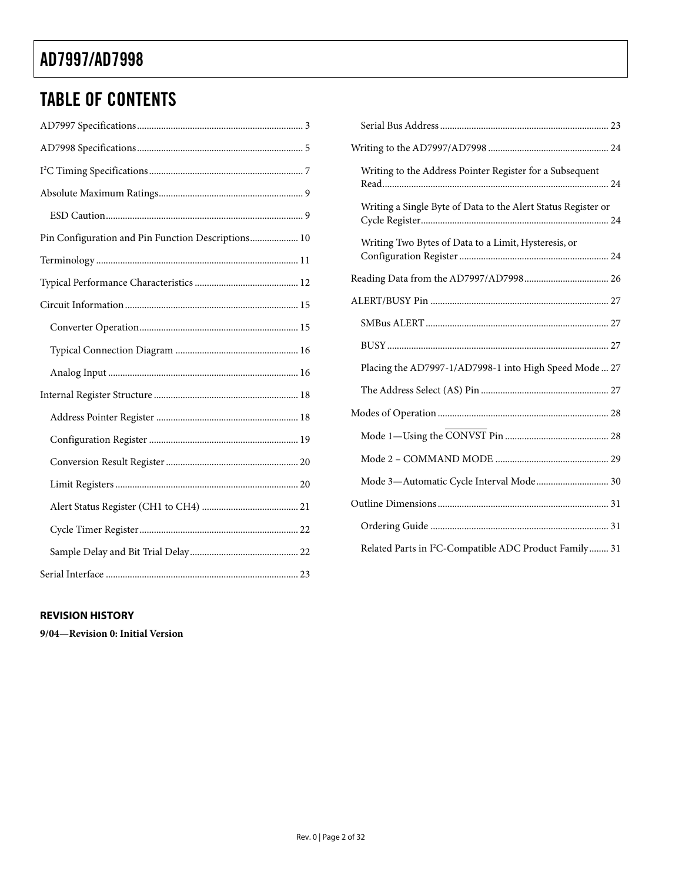## TABLE OF CONTENTS

AD7997 Specifications ... 3

AD7998 Specifications ... 5

I²C Timing Specifications ... 7

Absolute Maximum Ratings ... 9

- ESD Caution ... 9

Pin Configuration and Pin Function Descriptions ... 10

Terminology ... 11

Typical Performance Characteristics ... 12

Circuit Information ... 15

- Converter Operation ... 15
- Typical Connection Diagram ... 16
- Analog Input ... 16

Internal Register Structure ... 18

- Address Pointer Register ... 18
- Configuration Register ... 19
- Conversion Result Register ... 20
- Limit Registers ... 20
- Alert Status Register (CH1 to CH4) ... 21
- Cycle Timer Register ... 22
- Sample Delay and Bit Trial Delay ... 22

Serial Interface ... 23

- Serial Bus Address ... 23

Writing to the AD7997/AD7998 ... 24

- Writing to the Address Pointer Register for a Subsequent Read ... 24
- Writing a Single Byte of Data to the Alert Status Register or Cycle Register ... 24
- Writing Two Bytes of Data to a Limit, Hysteresis, or Configuration Register ... 24

Reading Data from the AD7997/AD7998 ... 26

ALERT/BUSY Pin ... 27

- SMBus ALERT ... 27
- BUSY ... 27
- Placing the AD7997-1/AD7998-1 into High Speed Mode ... 27
- The Address Select (AS) Pin ... 27

Modes of Operation ... 28

- Mode 1—Using the $\overline{\text{CONVST}}$ Pin ... 28
- Mode 2 – COMMAND MODE ... 29
- Mode 3—Automatic Cycle Interval Mode ... 30

Outline Dimensions ... 31

- Ordering Guide ... 31
- Related Parts in I²C-Compatible ADC Product Family ... 31

### REVISION HISTORY

**9/04—Revision 0: Initial Version**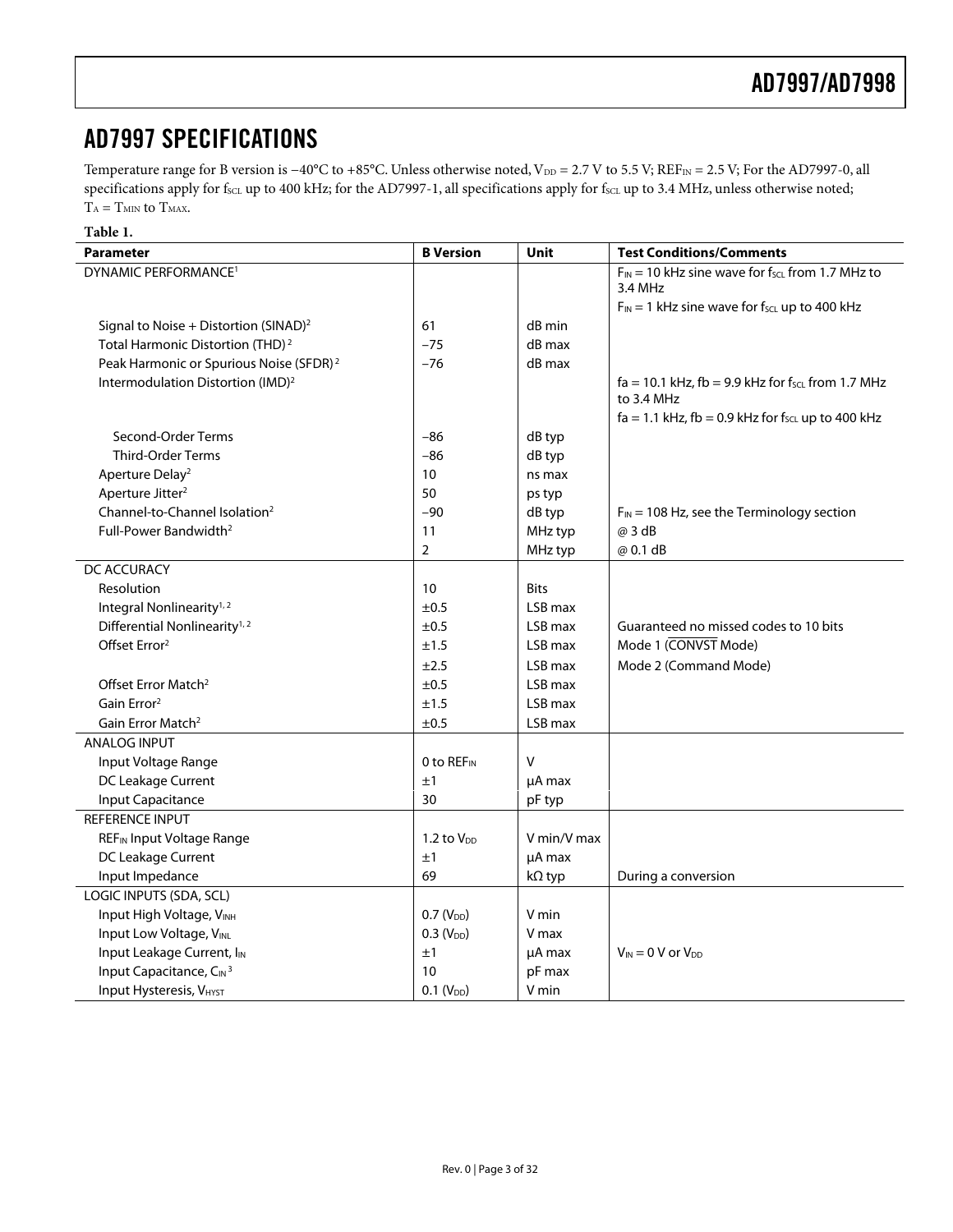## AD7997 SPECIFICATIONS

Temperature range for B version is −40°C to +85°C. Unless otherwise noted, $V_{DD}$ = 2.7 V to 5.5 V; $REF_{IN}$ = 2.5 V; For the AD7997-0, all specifications apply for $f_{SCL}$ up to 400 kHz; for the AD7997-1, all specifications apply for $f_{SCL}$ up to 3.4 MHz, unless otherwise noted; $T_A = T_{MIN}$ to $T_{MAX}$.

**Table 1.**

| Parameter | B Version | Unit | Test Conditions/Comments |
|---|---|---|---|
| DYNAMIC PERFORMANCE[1] | | | $F_{IN}$ = 10 kHz sine wave for $f_{SCL}$ from 1.7 MHz to 3.4 MHz<br>$F_{IN}$ = 1 kHz sine wave for $f_{SCL}$ up to 400 kHz |
| Signal to Noise + Distortion (SINAD)[2] | 61 | dB min | |
| Total Harmonic Distortion (THD)[2] | −75 | dB max | |
| Peak Harmonic or Spurious Noise (SFDR)[2] | −76 | dB max | |
| Intermodulation Distortion (IMD)[2] | | | fa = 10.1 kHz, fb = 9.9 kHz for $f_{SCL}$ from 1.7 MHz to 3.4 MHz<br>fa = 1.1 kHz, fb = 0.9 kHz for $f_{SCL}$ up to 400 kHz |
| Second-Order Terms | −86 | dB typ | |
| Third-Order Terms | −86 | dB typ | |
| Aperture Delay[2] | 10 | ns max | |
| Aperture Jitter[2] | 50 | ps typ | |
| Channel-to-Channel Isolation[2] | −90 | dB typ | $F_{IN}$ = 108 Hz, see the Terminology section |
| Full-Power Bandwidth[2] | 11 | MHz typ | @ 3 dB |
| | 2 | MHz typ | @ 0.1 dB |
| DC ACCURACY | | | |
| Resolution | 10 | Bits | |
| Integral Nonlinearity[1, 2] | ±0.5 | LSB max | |
| Differential Nonlinearity[1, 2] | ±0.5 | LSB max | Guaranteed no missed codes to 10 bits |
| Offset Error[2] | ±1.5 | LSB max | Mode 1 ($\overline{\text{CONVST}}$ Mode) |
| | ±2.5 | LSB max | Mode 2 (Command Mode) |
| Offset Error Match[2] | ±0.5 | LSB max | |
| Gain Error[2] | ±1.5 | LSB max | |
| Gain Error Match[2] | ±0.5 | LSB max | |
| ANALOG INPUT | | | |
| Input Voltage Range | 0 to $REF_{IN}$ | V | |
| DC Leakage Current | ±1 | µA max | |
| Input Capacitance | 30 | pF typ | |
| REFERENCE INPUT | | | |
| $REF_{IN}$ Input Voltage Range | 1.2 to $V_{DD}$ | V min/V max | |
| DC Leakage Current | ±1 | µA max | |
| Input Impedance | 69 | kΩ typ | During a conversion |
| LOGIC INPUTS (SDA, SCL) | | | |
| Input High Voltage, $V_{INH}$ | 0.7 ($V_{DD}$) | V min | |
| Input Low Voltage, $V_{INL}$ | 0.3 ($V_{DD}$) | V max | |
| Input Leakage Current, $I_{IN}$ | ±1 | µA max | $V_{IN}$ = 0 V or $V_{DD}$ |
| Input Capacitance, $C_{IN}$[3] | 10 | pF max | |
| Input Hysteresis, $V_{HYST}$ | 0.1 ($V_{DD}$) | V min | |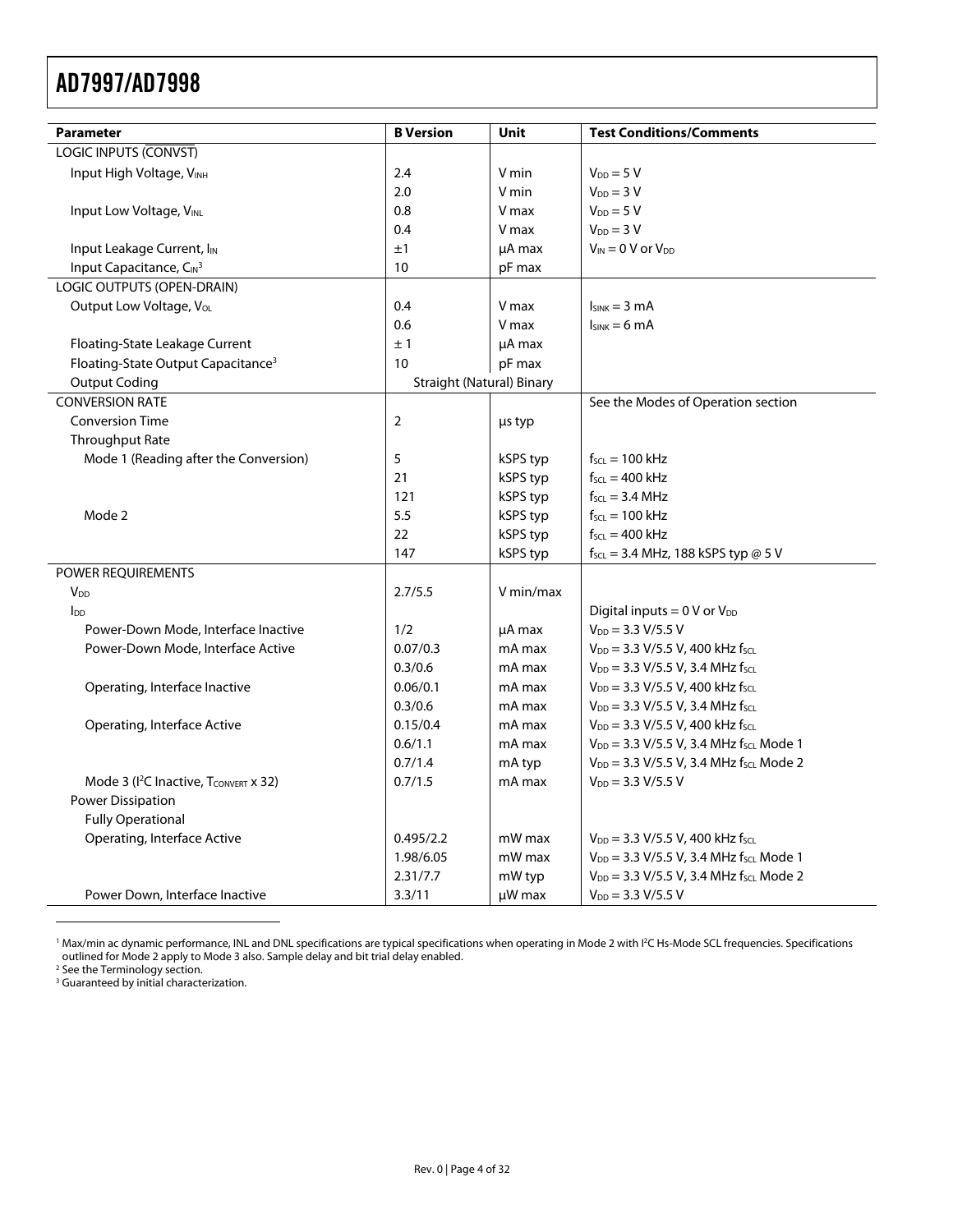| Parameter | B Version | Unit | Test Conditions/Comments |
|---|---|---|---|
| LOGIC INPUTS ($\overline{CONVST}$) | | | |
| Input High Voltage, $V_{INH}$ | 2.4 | V min | $V_{DD}$ = 5 V |
| | 2.0 | V min | $V_{DD}$ = 3 V |
| Input Low Voltage, $V_{INL}$ | 0.8 | V max | $V_{DD}$ = 5 V |
| | 0.4 | V max | $V_{DD}$ = 3 V |
| Input Leakage Current, $I_{IN}$ | ±1 | μA max | $V_{IN}$ = 0 V or $V_{DD}$ |
| Input Capacitance, $C_{IN}$[3] | 10 | pF max | |
| LOGIC OUTPUTS (OPEN-DRAIN) | | | |
| Output Low Voltage, $V_{OL}$ | 0.4 | V max | $I_{SINK}$ = 3 mA |
| | 0.6 | V max | $I_{SINK}$ = 6 mA |
| Floating-State Leakage Current | ± 1 | μA max | |
| Floating-State Output Capacitance[3] | 10 | pF max | |
| Output Coding | Straight (Natural) Binary | | |
| CONVERSION RATE | | | See the Modes of Operation section |
| Conversion Time | 2 | μs typ | |
| Throughput Rate | | | |
| Mode 1 (Reading after the Conversion) | 5 | kSPS typ | $f_{SCL}$ = 100 kHz |
| | 21 | kSPS typ | $f_{SCL}$ = 400 kHz |
| | 121 | kSPS typ | $f_{SCL}$ = 3.4 MHz |
| Mode 2 | 5.5 | kSPS typ | $f_{SCL}$ = 100 kHz |
| | 22 | kSPS typ | $f_{SCL}$ = 400 kHz |
| | 147 | kSPS typ | $f_{SCL}$ = 3.4 MHz, 188 kSPS typ @ 5 V |
| POWER REQUIREMENTS | | | |
| $V_{DD}$ | 2.7/5.5 | V min/max | |
| $I_{DD}$ | | | Digital inputs = 0 V or $V_{DD}$ |
| Power-Down Mode, Interface Inactive | 1/2 | μA max | $V_{DD}$ = 3.3 V/5.5 V |
| Power-Down Mode, Interface Active | 0.07/0.3 | mA max | $V_{DD}$ = 3.3 V/5.5 V, 400 kHz $f_{SCL}$ |
| | 0.3/0.6 | mA max | $V_{DD}$ = 3.3 V/5.5 V, 3.4 MHz $f_{SCL}$ |
| Operating, Interface Inactive | 0.06/0.1 | mA max | $V_{DD}$ = 3.3 V/5.5 V, 400 kHz $f_{SCL}$ |
| | 0.3/0.6 | mA max | $V_{DD}$ = 3.3 V/5.5 V, 3.4 MHz $f_{SCL}$ |
| Operating, Interface Active | 0.15/0.4 | mA max | $V_{DD}$ = 3.3 V/5.5 V, 400 kHz $f_{SCL}$ |
| | 0.6/1.1 | mA max | $V_{DD}$ = 3.3 V/5.5 V, 3.4 MHz $f_{SCL}$ Mode 1 |
| | 0.7/1.4 | mA typ | $V_{DD}$ = 3.3 V/5.5 V, 3.4 MHz $f_{SCL}$ Mode 2 |
| Mode 3 ($I^2C$ Inactive, $T_{CONVERT}$ x 32) | 0.7/1.5 | mA max | $V_{DD}$ = 3.3 V/5.5 V |
| Power Dissipation | | | |
| Fully Operational | | | |
| Operating, Interface Active | 0.495/2.2 | mW max | $V_{DD}$ = 3.3 V/5.5 V, 400 kHz $f_{SCL}$ |
| | 1.98/6.05 | mW max | $V_{DD}$ = 3.3 V/5.5 V, 3.4 MHz $f_{SCL}$ Mode 1 |
| | 2.31/7.7 | mW typ | $V_{DD}$ = 3.3 V/5.5 V, 3.4 MHz $f_{SCL}$ Mode 2 |
| Power Down, Interface Inactive | 3.3/11 | μW max | $V_{DD}$ = 3.3 V/5.5 V |

[1] Max/min ac dynamic performance, INL and DNL specifications are typical specifications when operating in Mode 2 with $I^2C$ Hs-Mode SCL frequencies. Specifications outlined for Mode 2 apply to Mode 3 also. Sample delay and bit trial delay enabled.

[2] See the Terminology section.

[3] Guaranteed by initial characterization.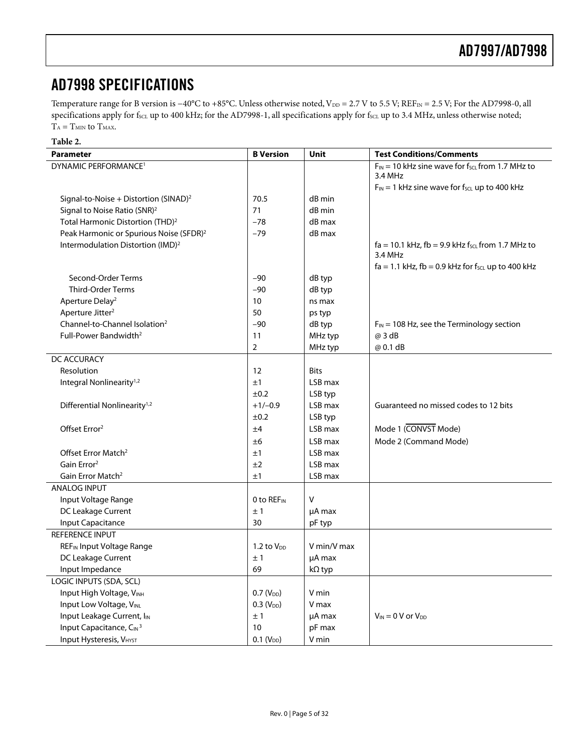# AD7998 SPECIFICATIONS

Temperature range for B version is −40°C to +85°C. Unless otherwise noted, $V_{DD}$ = 2.7 V to 5.5 V; $REF_{IN}$ = 2.5 V; For the AD7998-0, all specifications apply for $f_{SCL}$ up to 400 kHz; for the AD7998-1, all specifications apply for $f_{SCL}$ up to 3.4 MHz, unless otherwise noted; $T_A = T_{MIN}$ to $T_{MAX}$.

**Table 2.**

| Parameter | B Version | Unit | Test Conditions/Comments |
| --- | --- | --- | --- |
| DYNAMIC PERFORMANCE[1] | | | $F_{IN}$ = 10 kHz sine wave for $f_{SCL}$ from 1.7 MHz to 3.4 MHz |
| | | | $F_{IN}$ = 1 kHz sine wave for $f_{SCL}$ up to 400 kHz |
| Signal-to-Noise + Distortion (SINAD)[2] | 70.5 | dB min | |
| Signal to Noise Ratio (SNR)[2] | 71 | dB min | |
| Total Harmonic Distortion (THD)[2] | −78 | dB max | |
| Peak Harmonic or Spurious Noise (SFDR)[2] | −79 | dB max | |
| Intermodulation Distortion (IMD)[2] | | | fa = 10.1 kHz, fb = 9.9 kHz $f_{SCL}$ from 1.7 MHz to 3.4 MHz |
| | | | fa = 1.1 kHz, fb = 0.9 kHz for $f_{SCL}$ up to 400 kHz |
| Second-Order Terms | −90 | dB typ | |
| Third-Order Terms | −90 | dB typ | |
| Aperture Delay[2] | 10 | ns max | |
| Aperture Jitter[2] | 50 | ps typ | |
| Channel-to-Channel Isolation[2] | −90 | dB typ | $F_{IN}$ = 108 Hz, see the Terminology section |
| Full-Power Bandwidth[2] | 11 | MHz typ | @ 3 dB |
| | 2 | MHz typ | @ 0.1 dB |
| DC ACCURACY | | | |
| Resolution | 12 | Bits | |
| Integral Nonlinearity[1,2] | ±1 | LSB max | |
| | ±0.2 | LSB typ | |
| Differential Nonlinearity[1,2] | +1/−0.9 | LSB max | Guaranteed no missed codes to 12 bits |
| | ±0.2 | LSB typ | |
| Offset Error[2] | ±4 | LSB max | Mode 1 ($\overline{CONVST}$ Mode) |
| | ±6 | LSB max | Mode 2 (Command Mode) |
| Offset Error Match[2] | ±1 | LSB max | |
| Gain Error[2] | ±2 | LSB max | |
| Gain Error Match[2] | ±1 | LSB max | |
| ANALOG INPUT | | | |
| Input Voltage Range | 0 to $REF_{IN}$ | V | |
| DC Leakage Current | ± 1 | μA max | |
| Input Capacitance | 30 | pF typ | |
| REFERENCE INPUT | | | |
| $REF_{IN}$ Input Voltage Range | 1.2 to $V_{DD}$ | V min/V max | |
| DC Leakage Current | ± 1 | μA max | |
| Input Impedance | 69 | kΩ typ | |
| LOGIC INPUTS (SDA, SCL) | | | |
| Input High Voltage, $V_{INH}$ | 0.7 ($V_{DD}$) | V min | |
| Input Low Voltage, $V_{INL}$ | 0.3 ($V_{DD}$) | V max | |
| Input Leakage Current, $I_{IN}$ | ± 1 | μA max | $V_{IN}$ = 0 V or $V_{DD}$ |
| Input Capacitance, $C_{IN}$[3] | 10 | pF max | |
| Input Hysteresis, $V_{HYST}$ | 0.1 ($V_{DD}$) | V min | |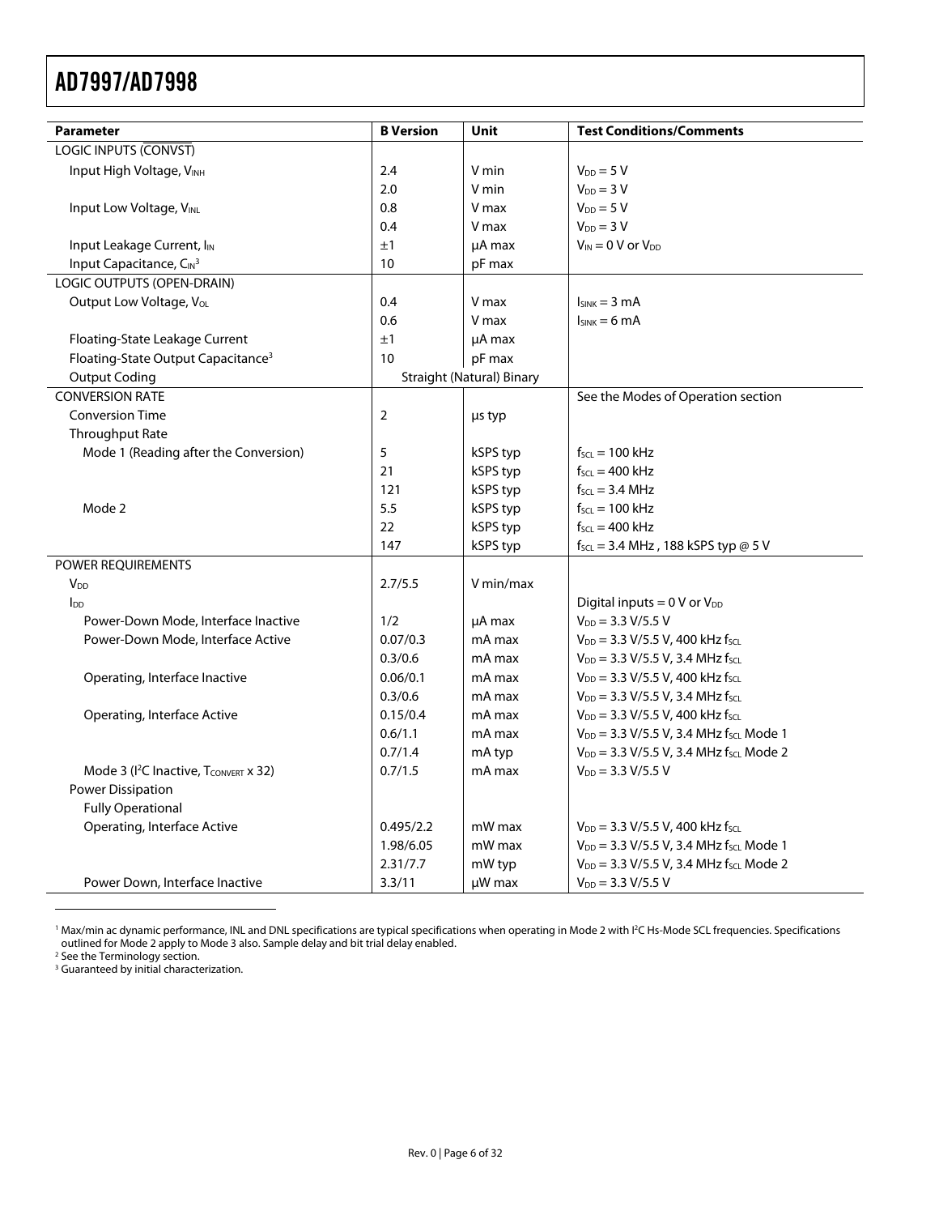| Parameter | B Version | Unit | Test Conditions/Comments |
| --- | --- | --- | --- |
| LOGIC INPUTS ($\overline{\text{CONVST}}$) | | | |
| Input High Voltage, $V_{INH}$ | 2.4 | V min | $V_{DD}$ = 5 V |
| | 2.0 | V min | $V_{DD}$ = 3 V |
| Input Low Voltage, $V_{INL}$ | 0.8 | V max | $V_{DD}$ = 5 V |
| | 0.4 | V max | $V_{DD}$ = 3 V |
| Input Leakage Current, $I_{IN}$ | ±1 | µA max | $V_{IN}$ = 0 V or $V_{DD}$ |
| Input Capacitance, $C_{IN}$[3] | 10 | pF max | |
| LOGIC OUTPUTS (OPEN-DRAIN) | | | |
| Output Low Voltage, $V_{OL}$ | 0.4 | V max | $I_{SINK}$ = 3 mA |
| | 0.6 | V max | $I_{SINK}$ = 6 mA |
| Floating-State Leakage Current | ±1 | µA max | |
| Floating-State Output Capacitance[3] | 10 | pF max | |
| Output Coding | Straight (Natural) Binary | | |
| CONVERSION RATE | | | See the Modes of Operation section |
| Conversion Time | 2 | µs typ | |
| Throughput Rate | | | |
| Mode 1 (Reading after the Conversion) | 5 | kSPS typ | $f_{SCL}$ = 100 kHz |
| | 21 | kSPS typ | $f_{SCL}$ = 400 kHz |
| | 121 | kSPS typ | $f_{SCL}$ = 3.4 MHz |
| Mode 2 | 5.5 | kSPS typ | $f_{SCL}$ = 100 kHz |
| | 22 | kSPS typ | $f_{SCL}$ = 400 kHz |
| | 147 | kSPS typ | $f_{SCL}$ = 3.4 MHz , 188 kSPS typ @ 5 V |
| POWER REQUIREMENTS | | | |
| $V_{DD}$ | 2.7/5.5 | V min/max | |
| $I_{DD}$ | | | Digital inputs = 0 V or $V_{DD}$ |
| Power-Down Mode, Interface Inactive | 1/2 | µA max | $V_{DD}$ = 3.3 V/5.5 V |
| Power-Down Mode, Interface Active | 0.07/0.3 | mA max | $V_{DD}$ = 3.3 V/5.5 V, 400 kHz $f_{SCL}$ |
| | 0.3/0.6 | mA max | $V_{DD}$ = 3.3 V/5.5 V, 3.4 MHz $f_{SCL}$ |
| Operating, Interface Inactive | 0.06/0.1 | mA max | $V_{DD}$ = 3.3 V/5.5 V, 400 kHz $f_{SCL}$ |
| | 0.3/0.6 | mA max | $V_{DD}$ = 3.3 V/5.5 V, 3.4 MHz $f_{SCL}$ |
| Operating, Interface Active | 0.15/0.4 | mA max | $V_{DD}$ = 3.3 V/5.5 V, 400 kHz $f_{SCL}$ |
| | 0.6/1.1 | mA max | $V_{DD}$ = 3.3 V/5.5 V, 3.4 MHz $f_{SCL}$ Mode 1 |
| | 0.7/1.4 | mA typ | $V_{DD}$ = 3.3 V/5.5 V, 3.4 MHz $f_{SCL}$ Mode 2 |
| Mode 3 ($I^2C$ Inactive, $T_{CONVERT}$ x 32) | 0.7/1.5 | mA max | $V_{DD}$ = 3.3 V/5.5 V |
| Power Dissipation | | | |
| Fully Operational | | | |
| Operating, Interface Active | 0.495/2.2 | mW max | $V_{DD}$ = 3.3 V/5.5 V, 400 kHz $f_{SCL}$ |
| | 1.98/6.05 | mW max | $V_{DD}$ = 3.3 V/5.5 V, 3.4 MHz $f_{SCL}$ Mode 1 |
| | 2.31/7.7 | mW typ | $V_{DD}$ = 3.3 V/5.5 V, 3.4 MHz $f_{SCL}$ Mode 2 |
| Power Down, Interface Inactive | 3.3/11 | µW max | $V_{DD}$ = 3.3 V/5.5 V |

[1] Max/min ac dynamic performance, INL and DNL specifications are typical specifications when operating in Mode 2 with $I^2C$ Hs-Mode SCL frequencies. Specifications outlined for Mode 2 apply to Mode 3 also. Sample delay and bit trial delay enabled.

[2] See the Terminology section.

[3] Guaranteed by initial characterization.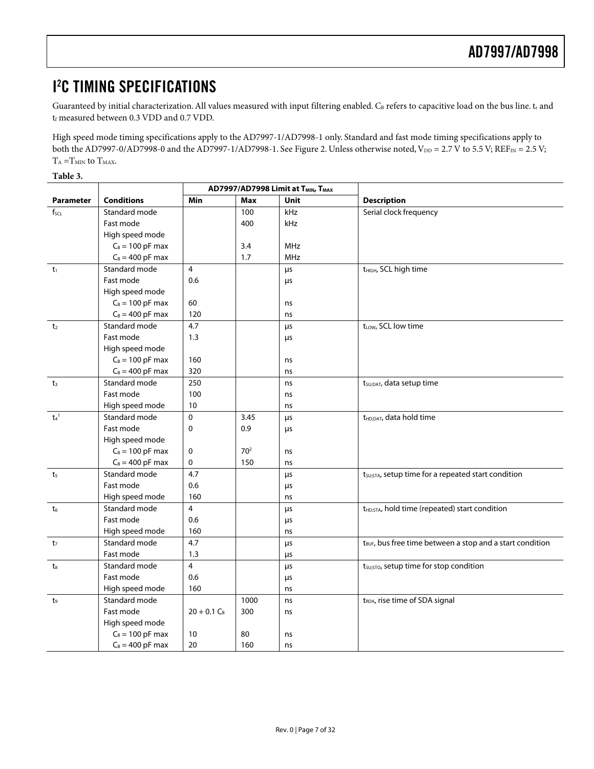# $I^2C$ TIMING SPECIFICATIONS

Guaranteed by initial characterization. All values measured with input filtering enabled. $C_B$ refers to capacitive load on the bus line. $t_r$ and $t_f$ measured between 0.3 VDD and 0.7 VDD.

High speed mode timing specifications apply to the AD7997-1/AD7998-1 only. Standard and fast mode timing specifications apply to both the AD7997-0/AD7998-0 and the AD7997-1/AD7998-1. See Figure 2. Unless otherwise noted, $V_{DD}$ = 2.7 V to 5.5 V; $REF_{IN}$ = 2.5 V; $T_A = T_{MIN}$ to $T_{MAX}$.

**Table 3.**

| | | AD7997/AD7998 Limit at $T_{MIN}$, $T_{MAX}$ | | | |
|---|---|---|---|---|---|
| **Parameter** | **Conditions** | **Min** | **Max** | **Unit** | **Description** |
| $f_{SCL}$ | Standard mode | | 100 | kHz | Serial clock frequency |
| | Fast mode | | 400 | kHz | |
| | High speed mode | | | | |
| | $C_B$ = 100 pF max | | 3.4 | MHz | |
| | $C_B$ = 400 pF max | | 1.7 | MHz | |
| $t_1$ | Standard mode | 4 | | μs | $t_{HIGH}$, SCL high time |
| | Fast mode | 0.6 | | μs | |
| | High speed mode | | | | |
| | $C_B$ = 100 pF max | 60 | | ns | |
| | $C_B$ = 400 pF max | 120 | | ns | |
| $t_2$ | Standard mode | 4.7 | | μs | $t_{LOW}$, SCL low time |
| | Fast mode | 1.3 | | μs | |
| | High speed mode | | | | |
| | $C_B$ = 100 pF max | 160 | | ns | |
| | $C_B$ = 400 pF max | 320 | | ns | |
| $t_3$ | Standard mode | 250 | | ns | $t_{SU;DAT}$, data setup time |
| | Fast mode | 100 | | ns | |
| | High speed mode | 10 | | ns | |
| $t_4$[1] | Standard mode | 0 | 3.45 | μs | $t_{HD;DAT}$, data hold time |
| | Fast mode | 0 | 0.9 | μs | |
| | High speed mode | | | | |
| | $C_B$ = 100 pF max | 0 | 70[2] | ns | |
| | $C_B$ = 400 pF max | 0 | 150 | ns | |
| $t_5$ | Standard mode | 4.7 | | μs | $t_{SU;STA}$, setup time for a repeated start condition |
| | Fast mode | 0.6 | | μs | |
| | High speed mode | 160 | | ns | |
| $t_6$ | Standard mode | 4 | | μs | $t_{HD;STA}$, hold time (repeated) start condition |
| | Fast mode | 0.6 | | μs | |
| | High speed mode | 160 | | ns | |
| $t_7$ | Standard mode | 4.7 | | μs | $t_{BUF}$, bus free time between a stop and a start condition |
| | Fast mode | 1.3 | | μs | |
| $t_8$ | Standard mode | 4 | | μs | $t_{SU;STO}$, setup time for stop condition |
| | Fast mode | 0.6 | | μs | |
| | High speed mode | 160 | | ns | |
| $t_9$ | Standard mode | | 1000 | ns | $t_{RDA}$, rise time of SDA signal |
| | Fast mode | $20 + 0.1\ C_B$ | 300 | ns | |
| | High speed mode | | | | |
| | $C_B$ = 100 pF max | 10 | 80 | ns | |
| | $C_B$ = 400 pF max | 20 | 160 | ns | |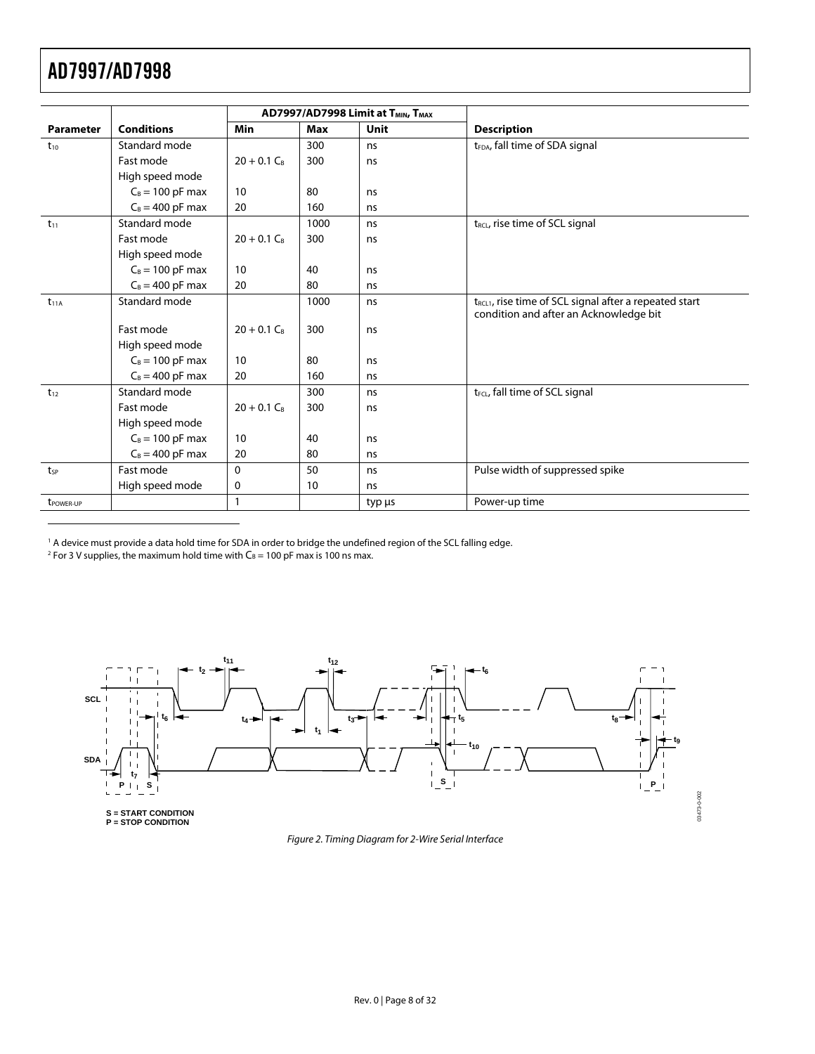| Parameter | Conditions | AD7997/AD7998 Limit at $T_{MIN}$, $T_{MAX}$ | | | Description |
|---|---|---|---|---|---|
| | | Min | Max | Unit | |
| $t_{10}$ | Standard mode | | 300 | ns | $t_{FDA}$, fall time of SDA signal |
| | Fast mode | $20 + 0.1\ C_B$ | 300 | ns | |
| | High speed mode | | | | |
| | $C_B = 100$ pF max | 10 | 80 | ns | |
| | $C_B = 400$ pF max | 20 | 160 | ns | |
| $t_{11}$ | Standard mode | | 1000 | ns | $t_{RCL}$, rise time of SCL signal |
| | Fast mode | $20 + 0.1\ C_B$ | 300 | ns | |
| | High speed mode | | | | |
| | $C_B = 100$ pF max | 10 | 40 | ns | |
| | $C_B = 400$ pF max | 20 | 80 | ns | |
| $t_{11A}$ | Standard mode | | 1000 | ns | $t_{RCL1}$, rise time of SCL signal after a repeated start condition and after an Acknowledge bit |
| | Fast mode | $20 + 0.1\ C_B$ | 300 | ns | |
| | High speed mode | | | | |
| | $C_B = 100$ pF max | 10 | 80 | ns | |
| | $C_B = 400$ pF max | 20 | 160 | ns | |
| $t_{12}$ | Standard mode | | 300 | ns | $t_{FCL}$, fall time of SCL signal |
| | Fast mode | $20 + 0.1\ C_B$ | 300 | ns | |
| | High speed mode | | | | |
| | $C_B = 100$ pF max | 10 | 40 | ns | |
| | $C_B = 400$ pF max | 20 | 80 | ns | |
| $t_{SP}$ | Fast mode | 0 | 50 | ns | Pulse width of suppressed spike |
| | High speed mode | 0 | 10 | ns | |
| $t_{POWER\text{-}UP}$ | | 1 | | typ µs | Power-up time |

[1] A device must provide a data hold time for SDA in order to bridge the undefined region of the SCL falling edge.

[2] For 3 V supplies, the maximum hold time with $C_B = 100$ pF max is 100 ns max.

S = START CONDITION
P = STOP CONDITION

*Figure 2. Timing Diagram for 2-Wire Serial Interface*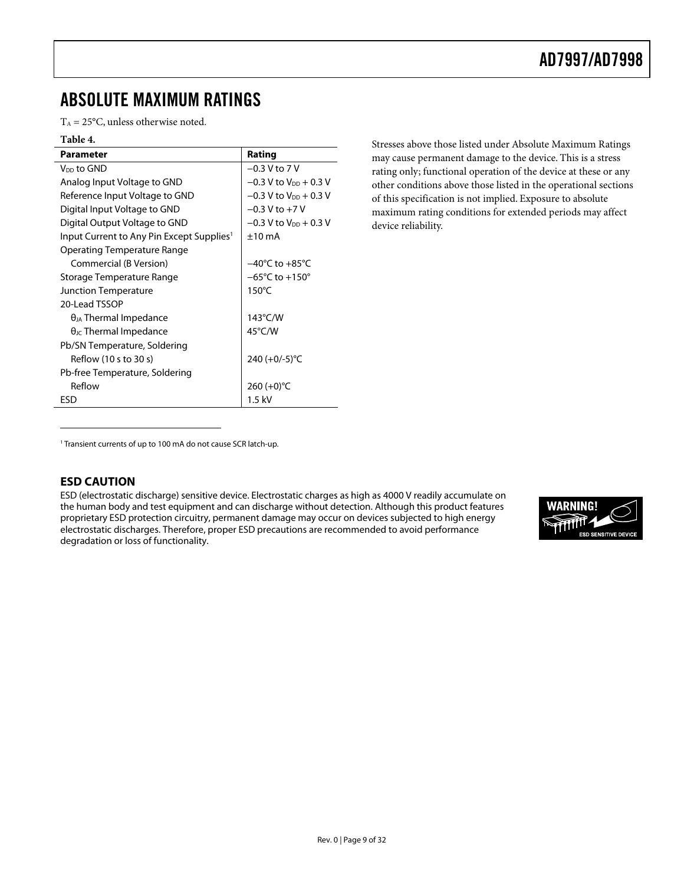# ABSOLUTE MAXIMUM RATINGS

$T_A$ = 25°C, unless otherwise noted.

**Table 4.**

| Parameter | Rating |
| --- | --- |
| $V_{DD}$ to GND | −0.3 V to 7 V |
| Analog Input Voltage to GND | −0.3 V to $V_{DD}$ + 0.3 V |
| Reference Input Voltage to GND | −0.3 V to $V_{DD}$ + 0.3 V |
| Digital Input Voltage to GND | −0.3 V to +7 V |
| Digital Output Voltage to GND | −0.3 V to $V_{DD}$ + 0.3 V |
| Input Current to Any Pin Except Supplies[1] | ±10 mA |
| Operating Temperature Range | |
| Commercial (B Version) | −40°C to +85°C |
| Storage Temperature Range | −65°C to +150° |
| Junction Temperature | 150°C |
| 20-Lead TSSOP | |
| $\theta_{JA}$ Thermal Impedance | 143°C/W |
| $\theta_{JC}$ Thermal Impedance | 45°C/W |
| Pb/SN Temperature, Soldering | |
| Reflow (10 s to 30 s) | 240 (+0/-5)°C |
| Pb-free Temperature, Soldering | |
| Reflow | 260 (+0)°C |
| ESD | 1.5 kV |

[1] Transient currents of up to 100 mA do not cause SCR latch-up.

Stresses above those listed under Absolute Maximum Ratings may cause permanent damage to the device. This is a stress rating only; functional operation of the device at these or any other conditions above those listed in the operational sections of this specification is not implied. Exposure to absolute maximum rating conditions for extended periods may affect device reliability.

## ESD CAUTION

ESD (electrostatic discharge) sensitive device. Electrostatic charges as high as 4000 V readily accumulate on the human body and test equipment and can discharge without detection. Although this product features proprietary ESD protection circuitry, permanent damage may occur on devices subjected to high energy electrostatic discharges. Therefore, proper ESD precautions are recommended to avoid performance degradation or loss of functionality.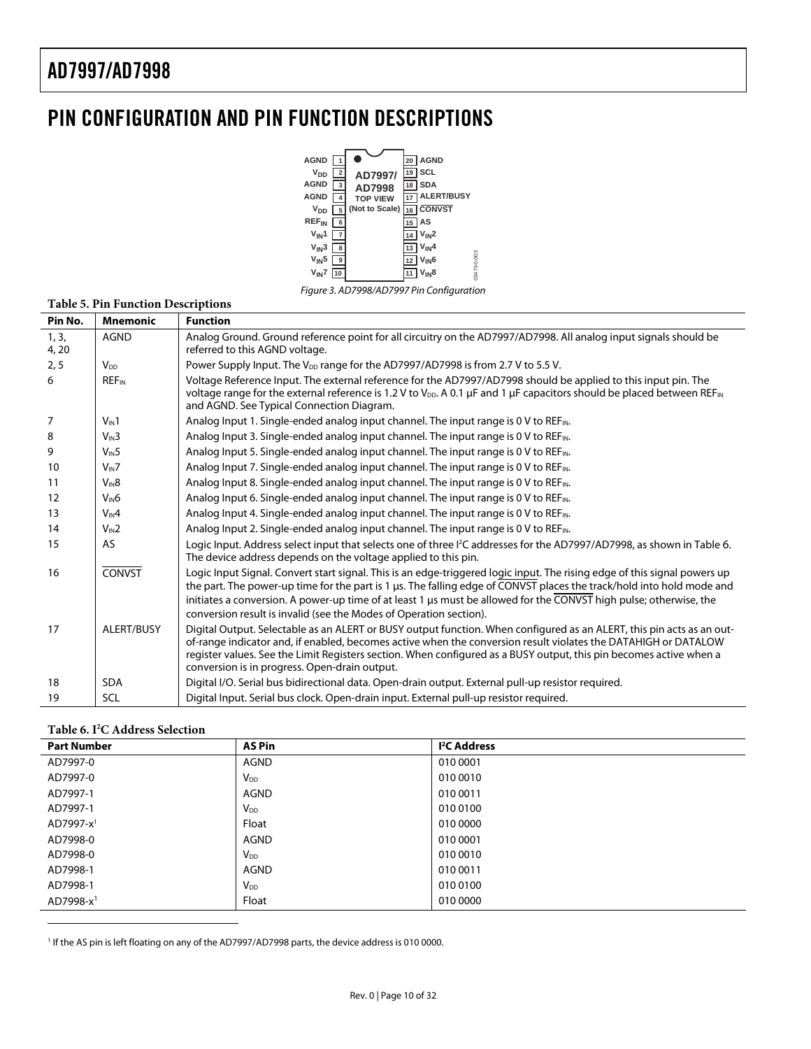# PIN CONFIGURATION AND PIN FUNCTION DESCRIPTIONS

Figure 3. AD7998/AD7997 Pin Configuration

**Table 5. Pin Function Descriptions**

| Pin No. | Mnemonic | Function |
|---|---|---|
| 1, 3, 4, 20 | AGND | Analog Ground. Ground reference point for all circuitry on the AD7997/AD7998. All analog input signals should be referred to this AGND voltage. |
| 2, 5 | $V_{DD}$ | Power Supply Input. The $V_{DD}$ range for the AD7997/AD7998 is from 2.7 V to 5.5 V. |
| 6 | $REF_{IN}$ | Voltage Reference Input. The external reference for the AD7997/AD7998 should be applied to this input pin. The voltage range for the external reference is 1.2 V to $V_{DD}$. A 0.1 μF and 1 μF capacitors should be placed between $REF_{IN}$ and AGND. See Typical Connection Diagram. |
| 7 | $V_{IN}1$ | Analog Input 1. Single-ended analog input channel. The input range is 0 V to $REF_{IN}$. |
| 8 | $V_{IN}3$ | Analog Input 3. Single-ended analog input channel. The input range is 0 V to $REF_{IN}$. |
| 9 | $V_{IN}5$ | Analog Input 5. Single-ended analog input channel. The input range is 0 V to $REF_{IN}$. |
| 10 | $V_{IN}7$ | Analog Input 7. Single-ended analog input channel. The input range is 0 V to $REF_{IN}$. |
| 11 | $V_{IN}8$ | Analog Input 8. Single-ended analog input channel. The input range is 0 V to $REF_{IN}$. |
| 12 | $V_{IN}6$ | Analog Input 6. Single-ended analog input channel. The input range is 0 V to $REF_{IN}$. |
| 13 | $V_{IN}4$ | Analog Input 4. Single-ended analog input channel. The input range is 0 V to $REF_{IN}$. |
| 14 | $V_{IN}2$ | Analog Input 2. Single-ended analog input channel. The input range is 0 V to $REF_{IN}$. |
| 15 | AS | Logic Input. Address select input that selects one of three I²C addresses for the AD7997/AD7998, as shown in Table 6. The device address depends on the voltage applied to this pin. |
| 16 | $\overline{\text{CONVST}}$ | Logic Input Signal. Convert start signal. This is an edge-triggered logic input. The rising edge of this signal powers up the part. The power-up time for the part is 1 µs. The falling edge of $\overline{\text{CONVST}}$ places the track/hold into hold mode and initiates a conversion. A power-up time of at least 1 µs must be allowed for the $\overline{\text{CONVST}}$ high pulse; otherwise, the conversion result is invalid (see the Modes of Operation section). |
| 17 | ALERT/BUSY | Digital Output. Selectable as an ALERT or BUSY output function. When configured as an ALERT, this pin acts as an out-of-range indicator and, if enabled, becomes active when the conversion result violates the DATAHIGH or DATALOW register values. See the Limit Registers section. When configured as a BUSY output, this pin becomes active when a conversion is in progress. Open-drain output. |
| 18 | SDA | Digital I/O. Serial bus bidirectional data. Open-drain output. External pull-up resistor required. |
| 19 | SCL | Digital Input. Serial bus clock. Open-drain input. External pull-up resistor required. |

**Table 6. I²C Address Selection**

| Part Number | AS Pin | I²C Address |
|---|---|---|
| AD7997-0 | AGND | 010 0001 |
| AD7997-0 | $V_{DD}$ | 010 0010 |
| AD7997-1 | AGND | 010 0011 |
| AD7997-1 | $V_{DD}$ | 010 0100 |
| AD7997-x[1] | Float | 010 0000 |
| AD7998-0 | AGND | 010 0001 |
| AD7998-0 | $V_{DD}$ | 010 0010 |
| AD7998-1 | AGND | 010 0011 |
| AD7998-1 | $V_{DD}$ | 010 0100 |
| AD7998-x[1] | Float | 010 0000 |

[1] If the AS pin is left floating on any of the AD7997/AD7998 parts, the device address is 010 0000.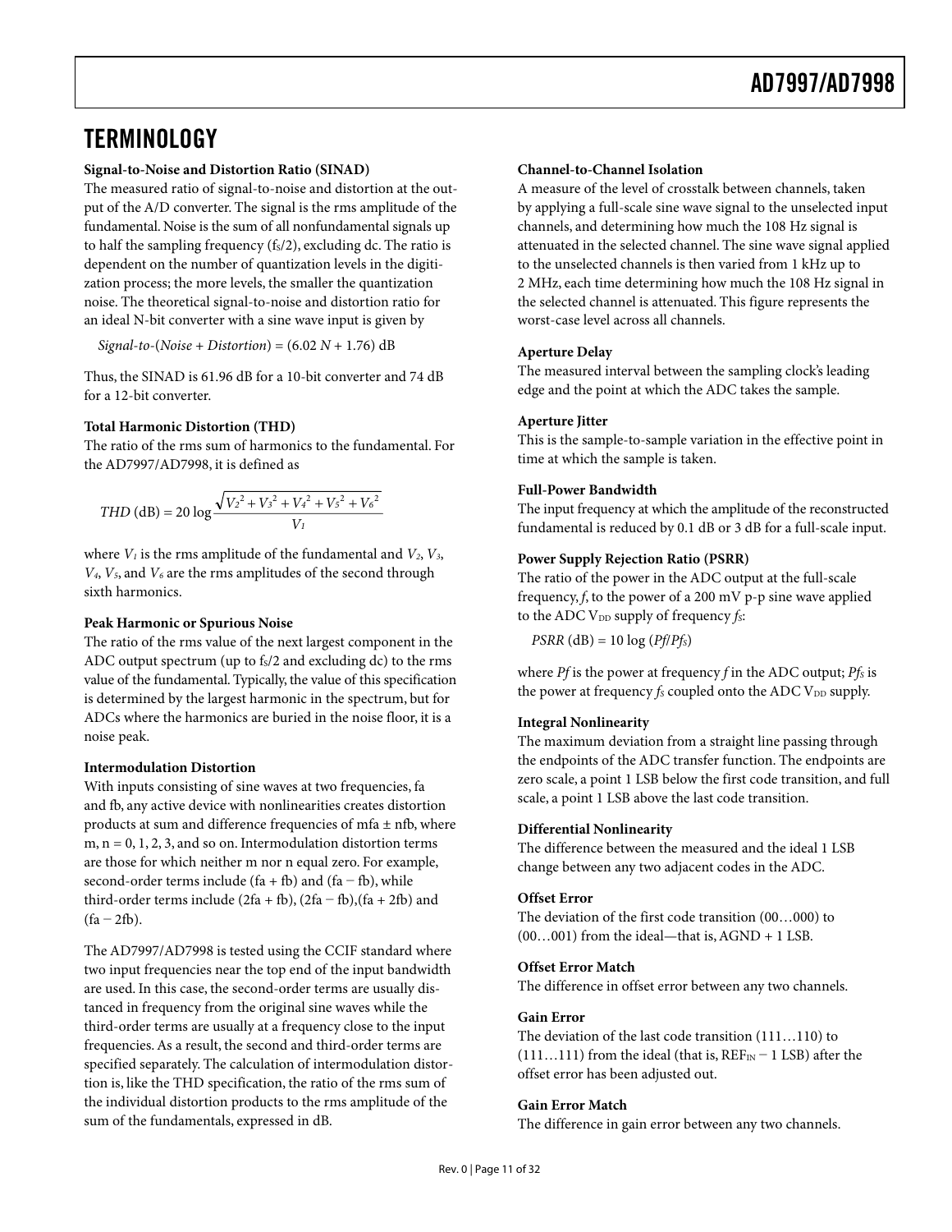## TERMINOLOGY

**Signal-to-Noise and Distortion Ratio (SINAD)**

The measured ratio of signal-to-noise and distortion at the output of the A/D converter. The signal is the rms amplitude of the fundamental. Noise is the sum of all nonfundamental signals up to half the sampling frequency ($f_S/2$), excluding dc. The ratio is dependent on the number of quantization levels in the digitization process; the more levels, the smaller the quantization noise. The theoretical signal-to-noise and distortion ratio for an ideal N-bit converter with a sine wave input is given by

$$Signal\text{-}to\text{-}(Noise + Distortion) = (6.02\,N + 1.76)\ \text{dB}$$

Thus, the SINAD is 61.96 dB for a 10-bit converter and 74 dB for a 12-bit converter.

**Total Harmonic Distortion (THD)**

The ratio of the rms sum of harmonics to the fundamental. For the AD7997/AD7998, it is defined as

$$THD\ (\text{dB}) = 20 \log \frac{\sqrt{V_2^2 + V_3^2 + V_4^2 + V_5^2 + V_6^2}}{V_1}$$

where $V_1$ is the rms amplitude of the fundamental and $V_2$, $V_3$, $V_4$, $V_5$, and $V_6$ are the rms amplitudes of the second through sixth harmonics.

**Peak Harmonic or Spurious Noise**

The ratio of the rms value of the next largest component in the ADC output spectrum (up to $f_S/2$ and excluding dc) to the rms value of the fundamental. Typically, the value of this specification is determined by the largest harmonic in the spectrum, but for ADCs where the harmonics are buried in the noise floor, it is a noise peak.

**Intermodulation Distortion**

With inputs consisting of sine waves at two frequencies, fa and fb, any active device with nonlinearities creates distortion products at sum and difference frequencies of mfa ± nfb, where m, n = 0, 1, 2, 3, and so on. Intermodulation distortion terms are those for which neither m nor n equal zero. For example, second-order terms include (fa + fb) and (fa − fb), while third-order terms include (2fa + fb), (2fa − fb),(fa + 2fb) and (fa − 2fb).

The AD7997/AD7998 is tested using the CCIF standard where two input frequencies near the top end of the input bandwidth are used. In this case, the second-order terms are usually distanced in frequency from the original sine waves while the third-order terms are usually at a frequency close to the input frequencies. As a result, the second and third-order terms are specified separately. The calculation of intermodulation distortion is, like the THD specification, the ratio of the rms sum of the individual distortion products to the rms amplitude of the sum of the fundamentals, expressed in dB.

**Channel-to-Channel Isolation**

A measure of the level of crosstalk between channels, taken by applying a full-scale sine wave signal to the unselected input channels, and determining how much the 108 Hz signal is attenuated in the selected channel. The sine wave signal applied to the unselected channels is then varied from 1 kHz up to 2 MHz, each time determining how much the 108 Hz signal in the selected channel is attenuated. This figure represents the worst-case level across all channels.

**Aperture Delay**

The measured interval between the sampling clock's leading edge and the point at which the ADC takes the sample.

**Aperture Jitter**

This is the sample-to-sample variation in the effective point in time at which the sample is taken.

**Full-Power Bandwidth**

The input frequency at which the amplitude of the reconstructed fundamental is reduced by 0.1 dB or 3 dB for a full-scale input.

**Power Supply Rejection Ratio (PSRR)**

The ratio of the power in the ADC output at the full-scale frequency, *f*, to the power of a 200 mV p-p sine wave applied to the ADC $V_{DD}$ supply of frequency $f_S$:

$$PSRR\ (\text{dB}) = 10 \log (Pf/Pf_S)$$

where *Pf* is the power at frequency *f* in the ADC output; $Pf_S$ is the power at frequency $f_S$ coupled onto the ADC $V_{DD}$ supply.

**Integral Nonlinearity**

The maximum deviation from a straight line passing through the endpoints of the ADC transfer function. The endpoints are zero scale, a point 1 LSB below the first code transition, and full scale, a point 1 LSB above the last code transition.

**Differential Nonlinearity**

The difference between the measured and the ideal 1 LSB change between any two adjacent codes in the ADC.

**Offset Error**

The deviation of the first code transition (00…000) to (00…001) from the ideal—that is, AGND + 1 LSB.

**Offset Error Match**

The difference in offset error between any two channels.

**Gain Error**

The deviation of the last code transition (111…110) to (111…111) from the ideal (that is, $REF_{IN}$ − 1 LSB) after the offset error has been adjusted out.

**Gain Error Match**

The difference in gain error between any two channels.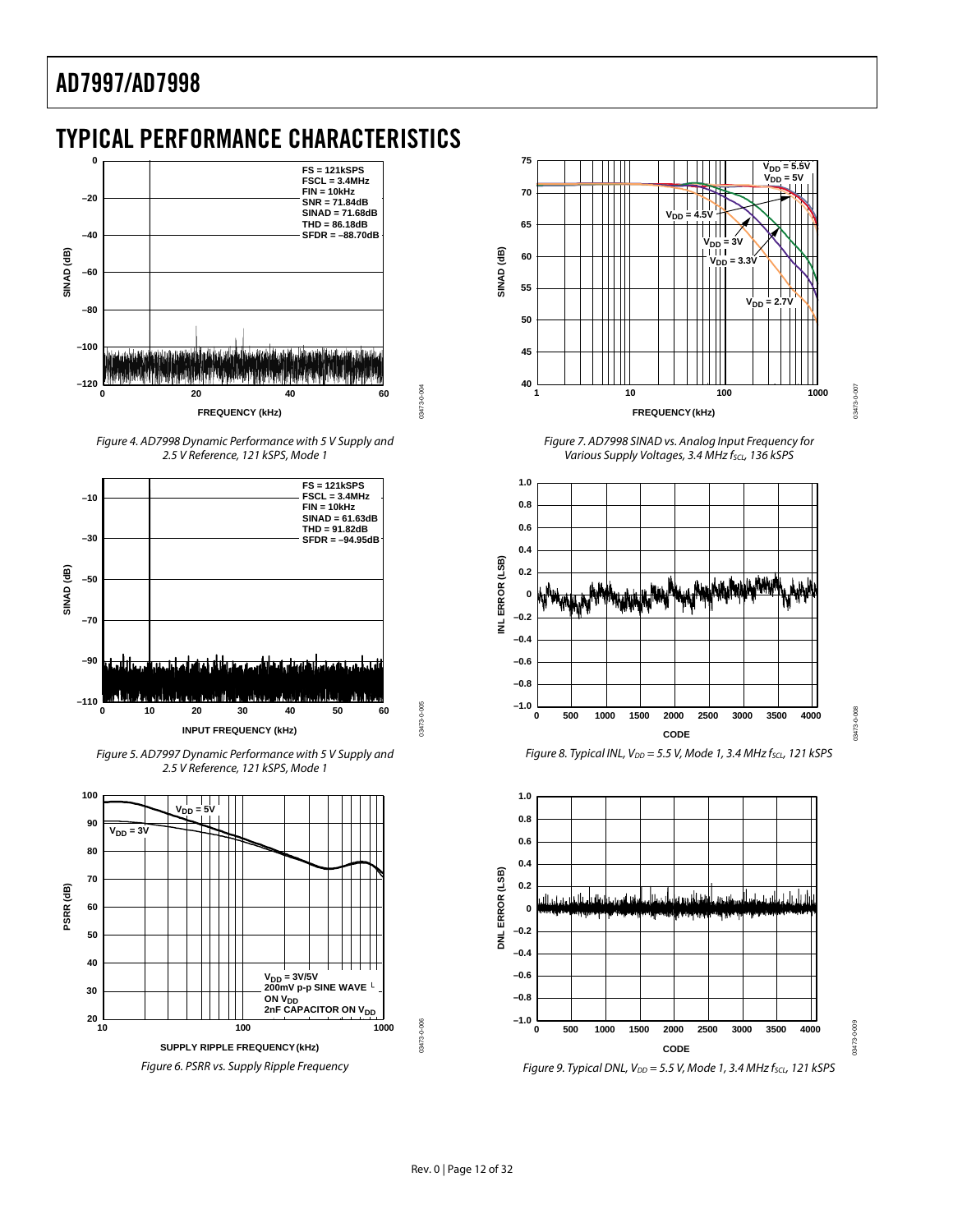# TYPICAL PERFORMANCE CHARACTERISTICS

*Figure 4. AD7998 Dynamic Performance with 5 V Supply and 2.5 V Reference, 121 kSPS, Mode 1*

*Figure 5. AD7997 Dynamic Performance with 5 V Supply and 2.5 V Reference, 121 kSPS, Mode 1*

*Figure 6. PSRR vs. Supply Ripple Frequency*

*Figure 7. AD7998 SINAD vs. Analog Input Frequency for Various Supply Voltages, 3.4 MHz $f_{SCL}$, 136 kSPS*

*Figure 8. Typical INL, $V_{DD}$ = 5.5 V, Mode 1, 3.4 MHz $f_{SCL}$, 121 kSPS*

*Figure 9. Typical DNL, $V_{DD}$ = 5.5 V, Mode 1, 3.4 MHz $f_{SCL}$, 121 kSPS*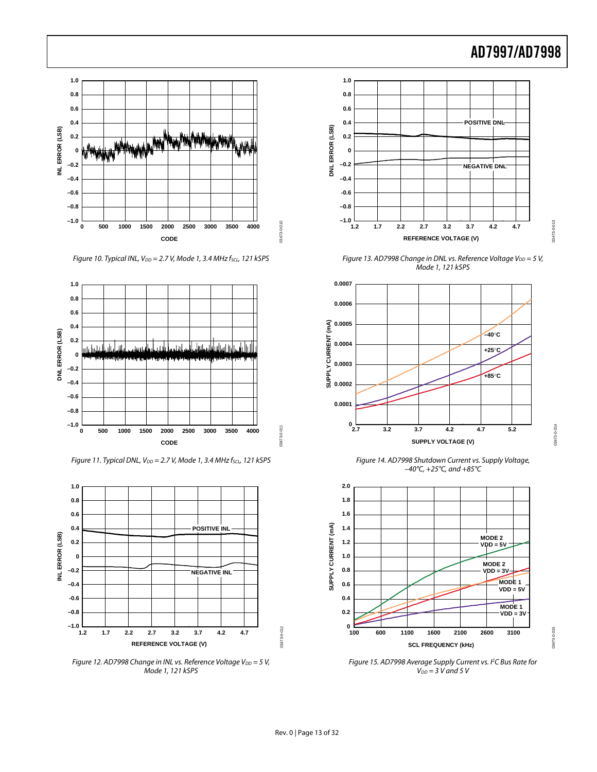Figure 10. Typical INL, $V_{DD}$ = 2.7 V, Mode 1, 3.4 MHz $f_{SCL}$, 121 kSPS

Figure 11. Typical DNL, $V_{DD}$ = 2.7 V, Mode 1, 3.4 MHz $f_{SCL}$, 121 kSPS

Figure 12. AD7998 Change in INL vs. Reference Voltage $V_{DD}$ = 5 V, Mode 1, 121 kSPS

Figure 13. AD7998 Change in DNL vs. Reference Voltage $V_{DD}$ = 5 V, Mode 1, 121 kSPS

Figure 14. AD7998 Shutdown Current vs. Supply Voltage, −40°C, +25°C, and +85°C

Figure 15. AD7998 Average Supply Current vs. $I^2C$ Bus Rate for $V_{DD}$ = 3 V and 5 V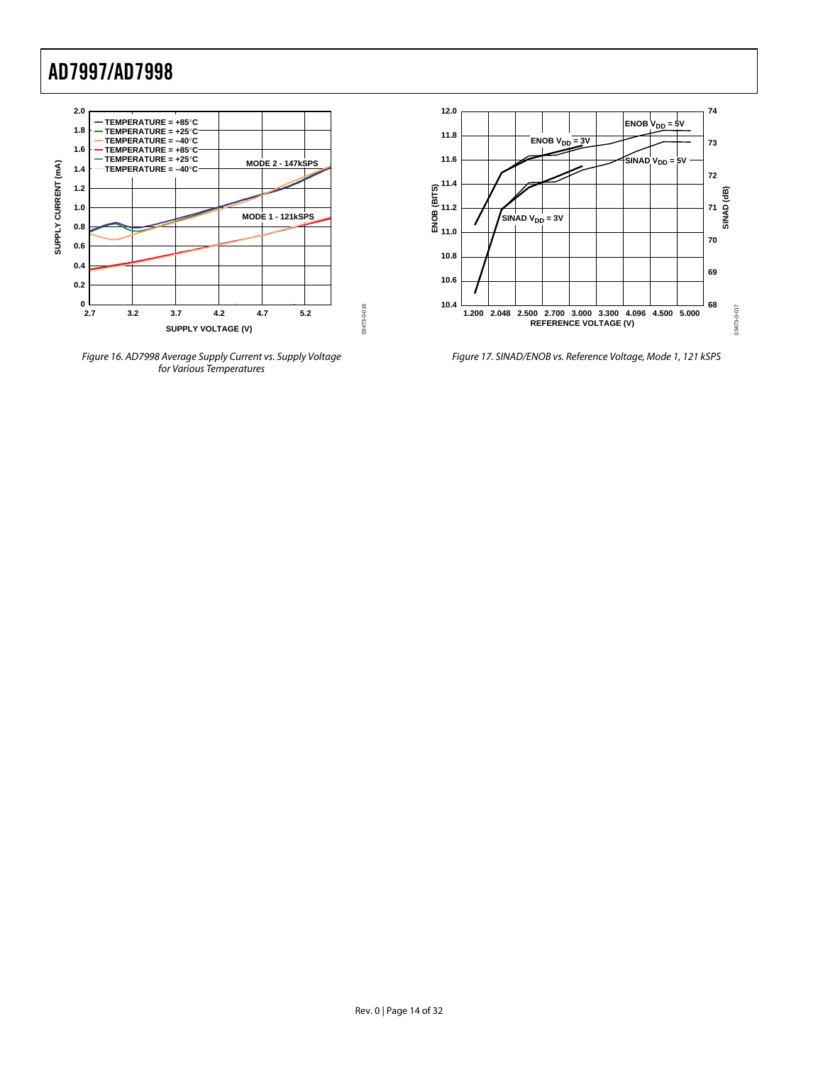Figure 16. AD7998 Average Supply Current vs. Supply Voltage for Various Temperatures

Figure 17. SINAD/ENOB vs. Reference Voltage, Mode 1, 121 kSPS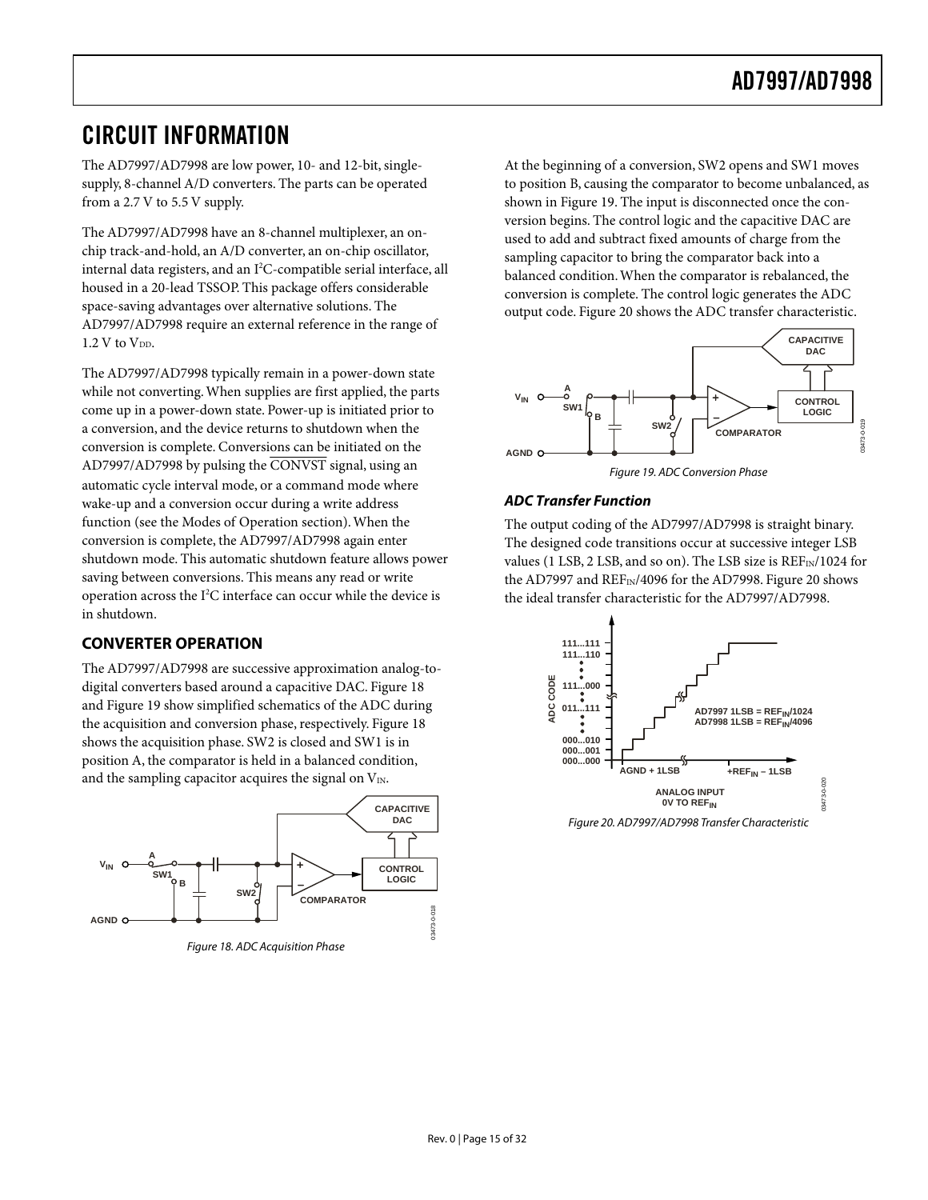# CIRCUIT INFORMATION

The AD7997/AD7998 are low power, 10- and 12-bit, single-supply, 8-channel A/D converters. The parts can be operated from a 2.7 V to 5.5 V supply.

The AD7997/AD7998 have an 8-channel multiplexer, an on-chip track-and-hold, an A/D converter, an on-chip oscillator, internal data registers, and an I²C-compatible serial interface, all housed in a 20-lead TSSOP. This package offers considerable space-saving advantages over alternative solutions. The AD7997/AD7998 require an external reference in the range of 1.2 V to $V_{DD}$.

The AD7997/AD7998 typically remain in a power-down state while not converting. When supplies are first applied, the parts come up in a power-down state. Power-up is initiated prior to a conversion, and the device returns to shutdown when the conversion is complete. Conversions can be initiated on the AD7997/AD7998 by pulsing the $\overline{\text{CONVST}}$ signal, using an automatic cycle interval mode, or a command mode where wake-up and a conversion occur during a write address function (see the Modes of Operation section). When the conversion is complete, the AD7997/AD7998 again enter shutdown mode. This automatic shutdown feature allows power saving between conversions. This means any read or write operation across the I²C interface can occur while the device is in shutdown.

## CONVERTER OPERATION

The AD7997/AD7998 are successive approximation analog-to-digital converters based around a capacitive DAC. Figure 18 and Figure 19 show simplified schematics of the ADC during the acquisition and conversion phase, respectively. Figure 18 shows the acquisition phase. SW2 is closed and SW1 is in position A, the comparator is held in a balanced condition, and the sampling capacitor acquires the signal on $V_{IN}$.

Figure 18. ADC Acquisition Phase

At the beginning of a conversion, SW2 opens and SW1 moves to position B, causing the comparator to become unbalanced, as shown in Figure 19. The input is disconnected once the conversion begins. The control logic and the capacitive DAC are used to add and subtract fixed amounts of charge from the sampling capacitor to bring the comparator back into a balanced condition. When the comparator is rebalanced, the conversion is complete. The control logic generates the ADC output code. Figure 20 shows the ADC transfer characteristic.

Figure 19. ADC Conversion Phase

### ADC Transfer Function

The output coding of the AD7997/AD7998 is straight binary. The designed code transitions occur at successive integer LSB values (1 LSB, 2 LSB, and so on). The LSB size is $REF_{IN}/1024$ for the AD7997 and $REF_{IN}/4096$ for the AD7998. Figure 20 shows the ideal transfer characteristic for the AD7997/AD7998.

Figure 20. AD7997/AD7998 Transfer Characteristic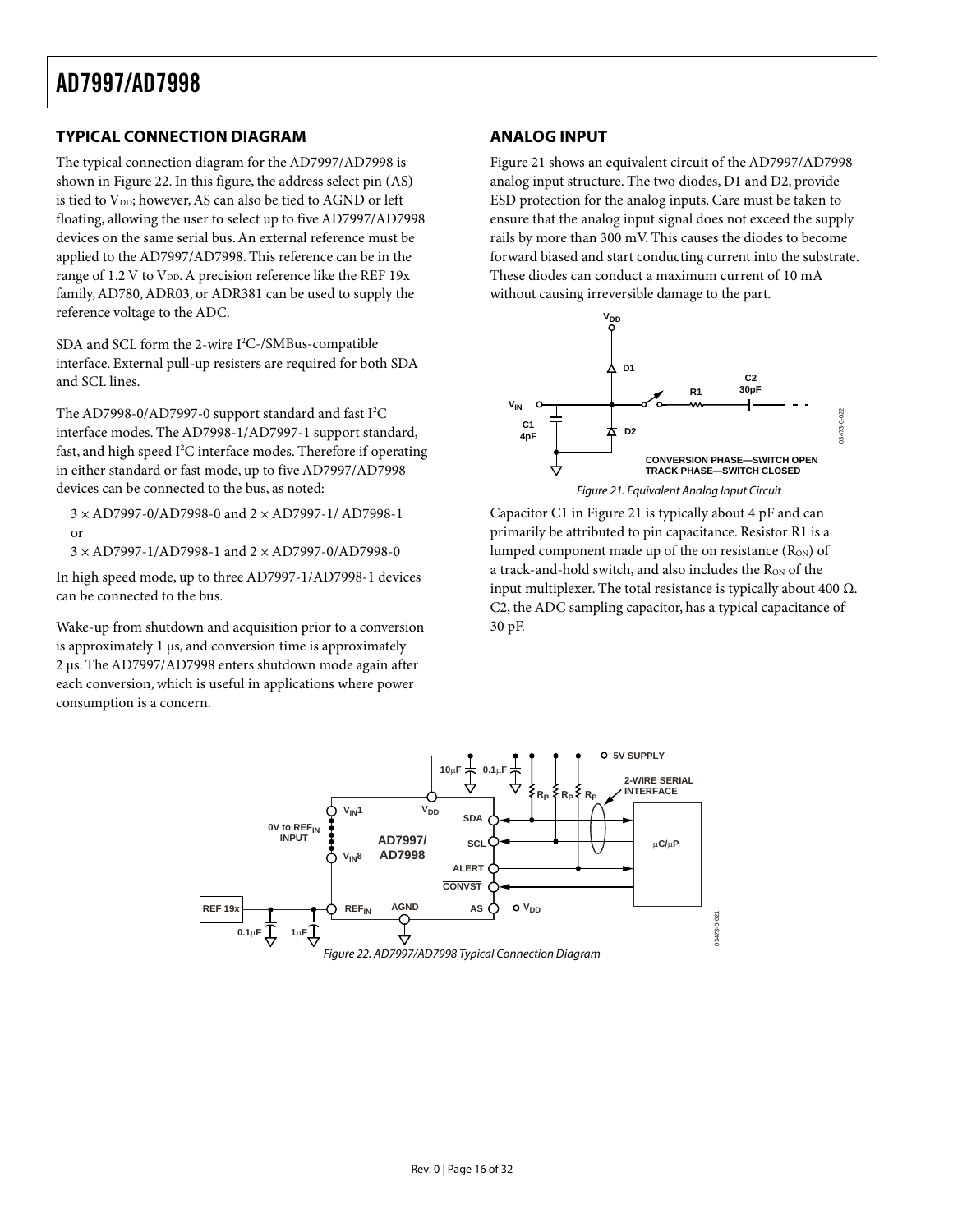## TYPICAL CONNECTION DIAGRAM

The typical connection diagram for the AD7997/AD7998 is shown in Figure 22. In this figure, the address select pin (AS) is tied to $V_{DD}$; however, AS can also be tied to AGND or left floating, allowing the user to select up to five AD7997/AD7998 devices on the same serial bus. An external reference must be applied to the AD7997/AD7998. This reference can be in the range of 1.2 V to $V_{DD}$. A precision reference like the REF 19x family, AD780, ADR03, or ADR381 can be used to supply the reference voltage to the ADC.

SDA and SCL form the 2-wire $I^2C$-/SMBus-compatible interface. External pull-up resisters are required for both SDA and SCL lines.

The AD7998-0/AD7997-0 support standard and fast $I^2C$ interface modes. The AD7998-1/AD7997-1 support standard, fast, and high speed $I^2C$ interface modes. Therefore if operating in either standard or fast mode, up to five AD7997/AD7998 devices can be connected to the bus, as noted:

3 × AD7997-0/AD7998-0 and 2 × AD7997-1/ AD7998-1 or

3 × AD7997-1/AD7998-1 and 2 × AD7997-0/AD7998-0

In high speed mode, up to three AD7997-1/AD7998-1 devices can be connected to the bus.

Wake-up from shutdown and acquisition prior to a conversion is approximately 1 μs, and conversion time is approximately 2 μs. The AD7997/AD7998 enters shutdown mode again after each conversion, which is useful in applications where power consumption is a concern.

## ANALOG INPUT

Figure 21 shows an equivalent circuit of the AD7997/AD7998 analog input structure. The two diodes, D1 and D2, provide ESD protection for the analog inputs. Care must be taken to ensure that the analog input signal does not exceed the supply rails by more than 300 mV. This causes the diodes to become forward biased and start conducting current into the substrate. These diodes can conduct a maximum current of 10 mA without causing irreversible damage to the part.

*Figure 21. Equivalent Analog Input Circuit*

Capacitor C1 in Figure 21 is typically about 4 pF and can primarily be attributed to pin capacitance. Resistor R1 is a lumped component made up of the on resistance ($R_{ON}$) of a track-and-hold switch, and also includes the $R_{ON}$ of the input multiplexer. The total resistance is typically about 400 Ω. C2, the ADC sampling capacitor, has a typical capacitance of 30 pF.

*Figure 22. AD7997/AD7998 Typical Connection Diagram*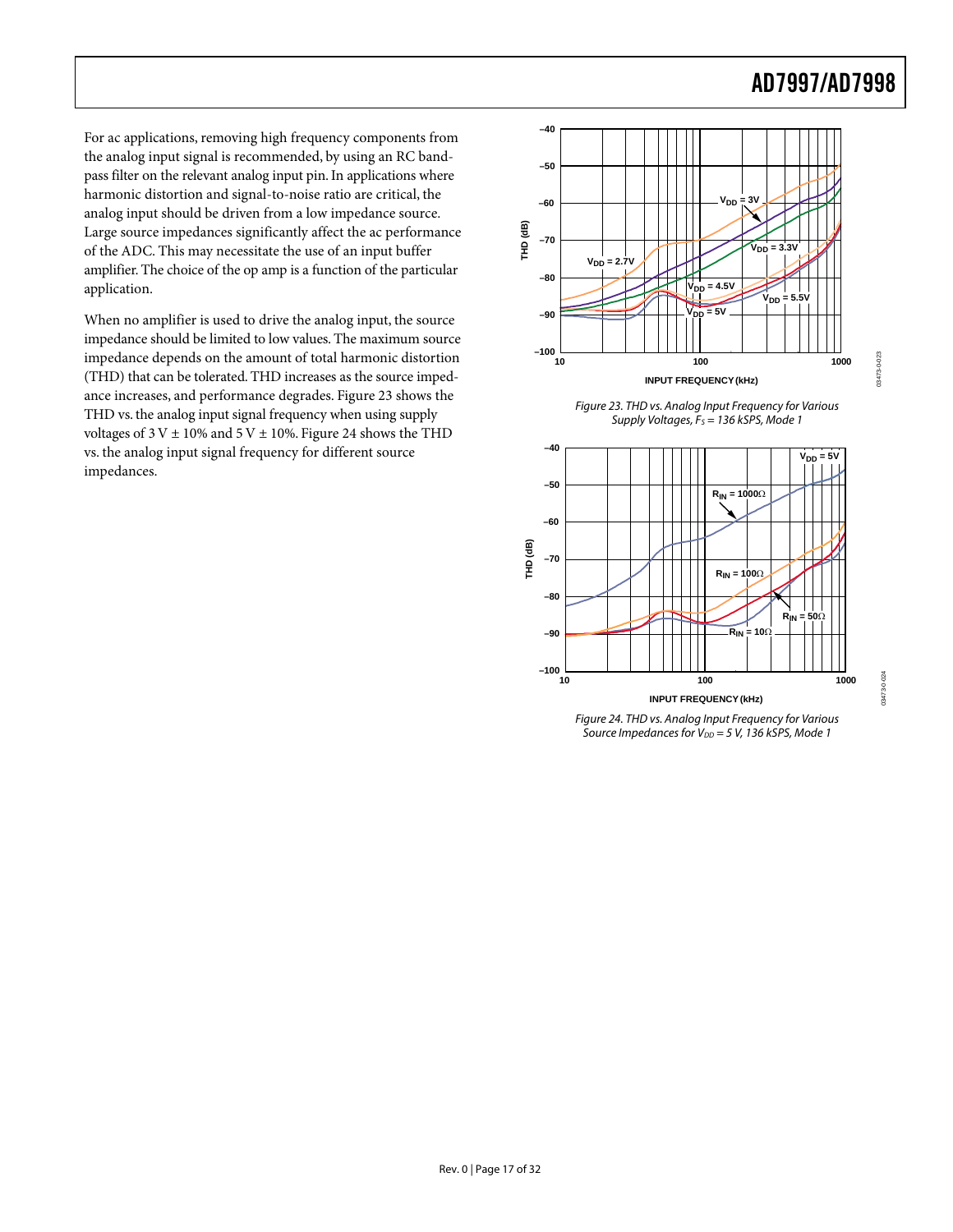For ac applications, removing high frequency components from the analog input signal is recommended, by using an RC band-pass filter on the relevant analog input pin. In applications where harmonic distortion and signal-to-noise ratio are critical, the analog input should be driven from a low impedance source. Large source impedances significantly affect the ac performance of the ADC. This may necessitate the use of an input buffer amplifier. The choice of the op amp is a function of the particular application.

When no amplifier is used to drive the analog input, the source impedance should be limited to low values. The maximum source impedance depends on the amount of total harmonic distortion (THD) that can be tolerated. THD increases as the source impedance increases, and performance degrades. Figure 23 shows the THD vs. the analog input signal frequency when using supply voltages of 3 V ± 10% and 5 V ± 10%. Figure 24 shows the THD vs. the analog input signal frequency for different source impedances.

*Figure 23. THD vs. Analog Input Frequency for Various Supply Voltages, $F_S$ = 136 kSPS, Mode 1*

*Figure 24. THD vs. Analog Input Frequency for Various Source Impedances for $V_{DD}$ = 5 V, 136 kSPS, Mode 1*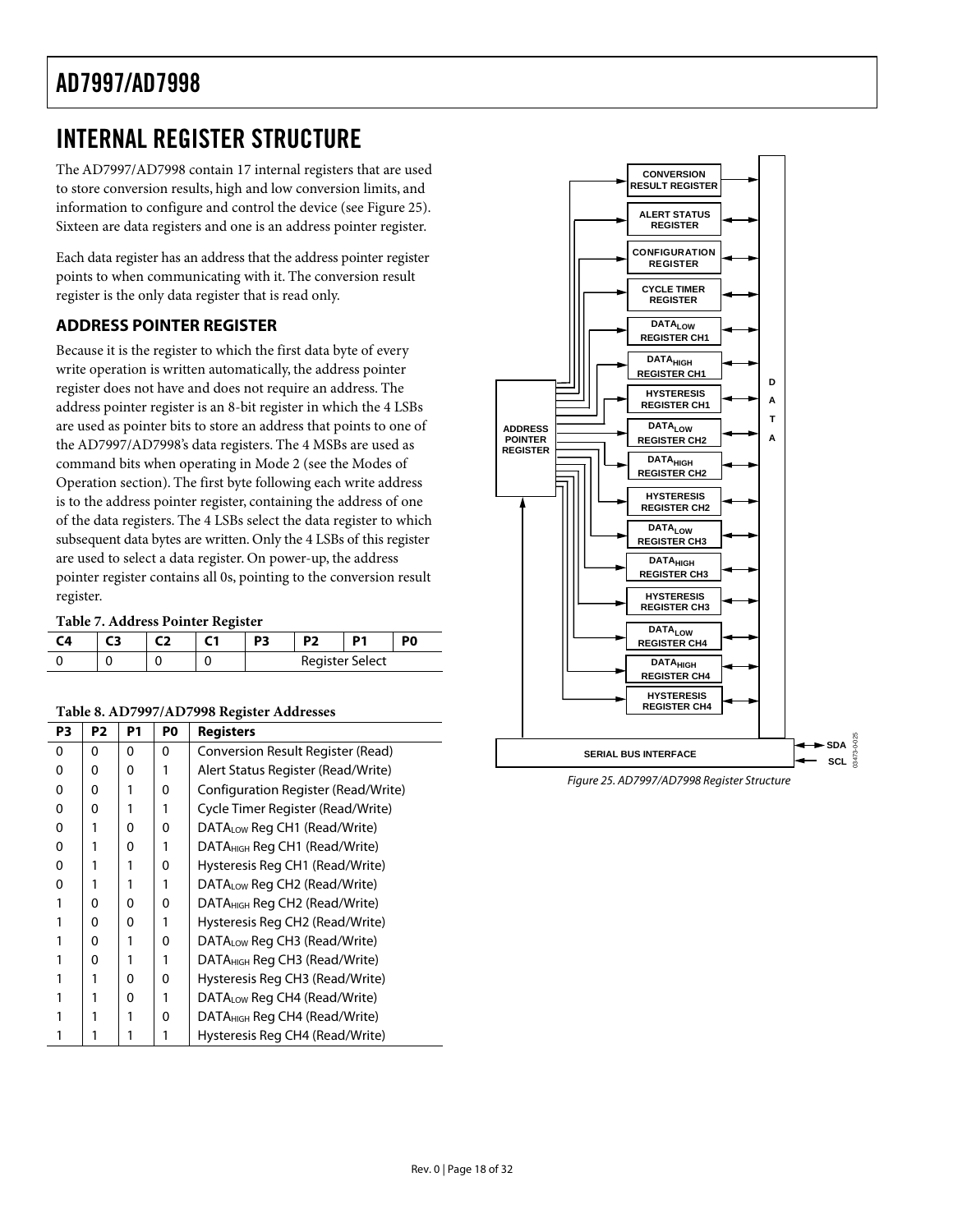# INTERNAL REGISTER STRUCTURE

The AD7997/AD7998 contain 17 internal registers that are used to store conversion results, high and low conversion limits, and information to configure and control the device (see Figure 25). Sixteen are data registers and one is an address pointer register.

Each data register has an address that the address pointer register points to when communicating with it. The conversion result register is the only data register that is read only.

## ADDRESS POINTER REGISTER

Because it is the register to which the first data byte of every write operation is written automatically, the address pointer register does not have and does not require an address. The address pointer register is an 8-bit register in which the 4 LSBs are used as pointer bits to store an address that points to one of the AD7997/AD7998's data registers. The 4 MSBs are used as command bits when operating in Mode 2 (see the Modes of Operation section). The first byte following each write address is to the address pointer register, containing the address of one of the data registers. The 4 LSBs select the data register to which subsequent data bytes are written. Only the 4 LSBs of this register are used to select a data register. On power-up, the address pointer register contains all 0s, pointing to the conversion result register.

**Table 7. Address Pointer Register**

| C4 | C3 | C2 | C1 | P3 | P2 | P1 | P0 |
|---|---|---|---|---|---|---|---|
| 0 | 0 | 0 | 0 | Register Select | | | |

**Table 8. AD7997/AD7998 Register Addresses**

| P3 | P2 | P1 | P0 | Registers |
|---|---|---|---|---|
| 0 | 0 | 0 | 0 | Conversion Result Register (Read) |
| 0 | 0 | 0 | 1 | Alert Status Register (Read/Write) |
| 0 | 0 | 1 | 0 | Configuration Register (Read/Write) |
| 0 | 0 | 1 | 1 | Cycle Timer Register (Read/Write) |
| 0 | 1 | 0 | 0 | $DATA_{LOW}$ Reg CH1 (Read/Write) |
| 0 | 1 | 0 | 1 | $DATA_{HIGH}$ Reg CH1 (Read/Write) |
| 0 | 1 | 1 | 0 | Hysteresis Reg CH1 (Read/Write) |
| 0 | 1 | 1 | 1 | $DATA_{LOW}$ Reg CH2 (Read/Write) |
| 1 | 0 | 0 | 0 | $DATA_{HIGH}$ Reg CH2 (Read/Write) |
| 1 | 0 | 0 | 1 | Hysteresis Reg CH2 (Read/Write) |
| 1 | 0 | 1 | 0 | $DATA_{LOW}$ Reg CH3 (Read/Write) |
| 1 | 0 | 1 | 1 | $DATA_{HIGH}$ Reg CH3 (Read/Write) |
| 1 | 1 | 0 | 0 | Hysteresis Reg CH3 (Read/Write) |
| 1 | 1 | 0 | 1 | $DATA_{LOW}$ Reg CH4 (Read/Write) |
| 1 | 1 | 1 | 0 | $DATA_{HIGH}$ Reg CH4 (Read/Write) |
| 1 | 1 | 1 | 1 | Hysteresis Reg CH4 (Read/Write) |

CONVERSION RESULT REGISTER
ALERT STATUS REGISTER
CONFIGURATION REGISTER
CYCLE TIMER REGISTER
$DATA_{LOW}$ REGISTER CH1
$DATA_{HIGH}$ REGISTER CH1
HYSTERESIS REGISTER CH1
$DATA_{LOW}$ REGISTER CH2
$DATA_{HIGH}$ REGISTER CH2
HYSTERESIS REGISTER CH2
$DATA_{LOW}$ REGISTER CH3
$DATA_{HIGH}$ REGISTER CH3
HYSTERESIS REGISTER CH3
$DATA_{LOW}$ REGISTER CH4
$DATA_{HIGH}$ REGISTER CH4
HYSTERESIS REGISTER CH4
ADDRESS POINTER REGISTER
DATA
SERIAL BUS INTERFACE
SDA
SCL

*Figure 25. AD7997/AD7998 Register Structure*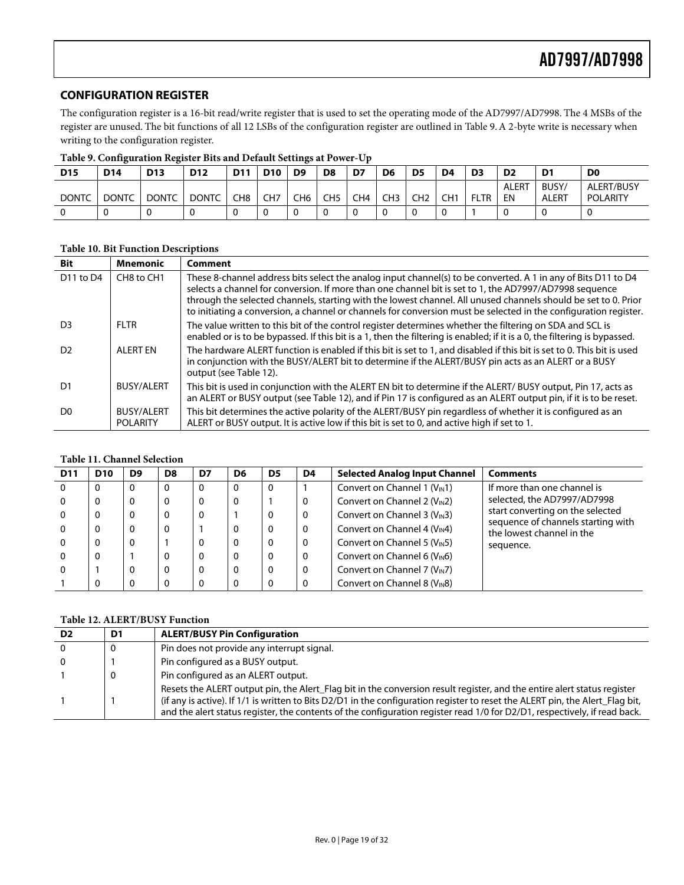## CONFIGURATION REGISTER

The configuration register is a 16-bit read/write register that is used to set the operating mode of the AD7997/AD7998. The 4 MSBs of the register are unused. The bit functions of all 12 LSBs of the configuration register are outlined in Table 9. A 2-byte write is necessary when writing to the configuration register.

**Table 9. Configuration Register Bits and Default Settings at Power-Up**

| D15 | D14 | D13 | D12 | D11 | D10 | D9 | D8 | D7 | D6 | D5 | D4 | D3 | D2 | D1 | D0 |
|---|---|---|---|---|---|---|---|---|---|---|---|---|---|---|---|
| DONTC | DONTC | DONTC | DONTC | CH8 | CH7 | CH6 | CH5 | CH4 | CH3 | CH2 | CH1 | FLTR | ALERT EN | BUSY/ ALERT | ALERT/BUSY POLARITY |
| 0 | 0 | 0 | 0 | 0 | 0 | 0 | 0 | 0 | 0 | 0 | 0 | 1 | 0 | 0 | 0 |

**Table 10. Bit Function Descriptions**

| Bit | Mnemonic | Comment |
|---|---|---|
| D11 to D4 | CH8 to CH1 | These 8-channel address bits select the analog input channel(s) to be converted. A 1 in any of Bits D11 to D4 selects a channel for conversion. If more than one channel bit is set to 1, the AD7997/AD7998 sequence through the selected channels, starting with the lowest channel. All unused channels should be set to 0. Prior to initiating a conversion, a channel or channels for conversion must be selected in the configuration register. |
| D3 | FLTR | The value written to this bit of the control register determines whether the filtering on SDA and SCL is enabled or is to be bypassed. If this bit is a 1, then the filtering is enabled; if it is a 0, the filtering is bypassed. |
| D2 | ALERT EN | The hardware ALERT function is enabled if this bit is set to 1, and disabled if this bit is set to 0. This bit is used in conjunction with the BUSY/ALERT bit to determine if the ALERT/BUSY pin acts as an ALERT or a BUSY output (see Table 12). |
| D1 | BUSY/ALERT | This bit is used in conjunction with the ALERT EN bit to determine if the ALERT/ BUSY output, Pin 17, acts as an ALERT or BUSY output (see Table 12), and if Pin 17 is configured as an ALERT output pin, if it is to be reset. |
| D0 | BUSY/ALERT POLARITY | This bit determines the active polarity of the ALERT/BUSY pin regardless of whether it is configured as an ALERT or BUSY output. It is active low if this bit is set to 0, and active high if set to 1. |

**Table 11. Channel Selection**

| D11 | D10 | D9 | D8 | D7 | D6 | D5 | D4 | Selected Analog Input Channel | Comments |
|---|---|---|---|---|---|---|---|---|---|
| 0 | 0 | 0 | 0 | 0 | 0 | 0 | 1 | Convert on Channel 1 ($V_{IN}1$) | If more than one channel is selected, the AD7997/AD7998 start converting on the selected sequence of channels starting with the lowest channel in the sequence. |
| 0 | 0 | 0 | 0 | 0 | 0 | 1 | 0 | Convert on Channel 2 ($V_{IN}2$) | |
| 0 | 0 | 0 | 0 | 0 | 1 | 0 | 0 | Convert on Channel 3 ($V_{IN}3$) | |
| 0 | 0 | 0 | 0 | 1 | 0 | 0 | 0 | Convert on Channel 4 ($V_{IN}4$) | |
| 0 | 0 | 0 | 1 | 0 | 0 | 0 | 0 | Convert on Channel 5 ($V_{IN}5$) | |
| 0 | 0 | 1 | 0 | 0 | 0 | 0 | 0 | Convert on Channel 6 ($V_{IN}6$) | |
| 0 | 1 | 0 | 0 | 0 | 0 | 0 | 0 | Convert on Channel 7 ($V_{IN}7$) | |
| 1 | 0 | 0 | 0 | 0 | 0 | 0 | 0 | Convert on Channel 8 ($V_{IN}8$) | |

**Table 12. ALERT/BUSY Function**

| D2 | D1 | ALERT/BUSY Pin Configuration |
|---|---|---|
| 0 | 0 | Pin does not provide any interrupt signal. |
| 0 | 1 | Pin configured as a BUSY output. |
| 1 | 0 | Pin configured as an ALERT output. |
| 1 | 1 | Resets the ALERT output pin, the Alert_Flag bit in the conversion result register, and the entire alert status register (if any is active). If 1/1 is written to Bits D2/D1 in the configuration register to reset the ALERT pin, the Alert_Flag bit, and the alert status register, the contents of the configuration register read 1/0 for D2/D1, respectively, if read back. |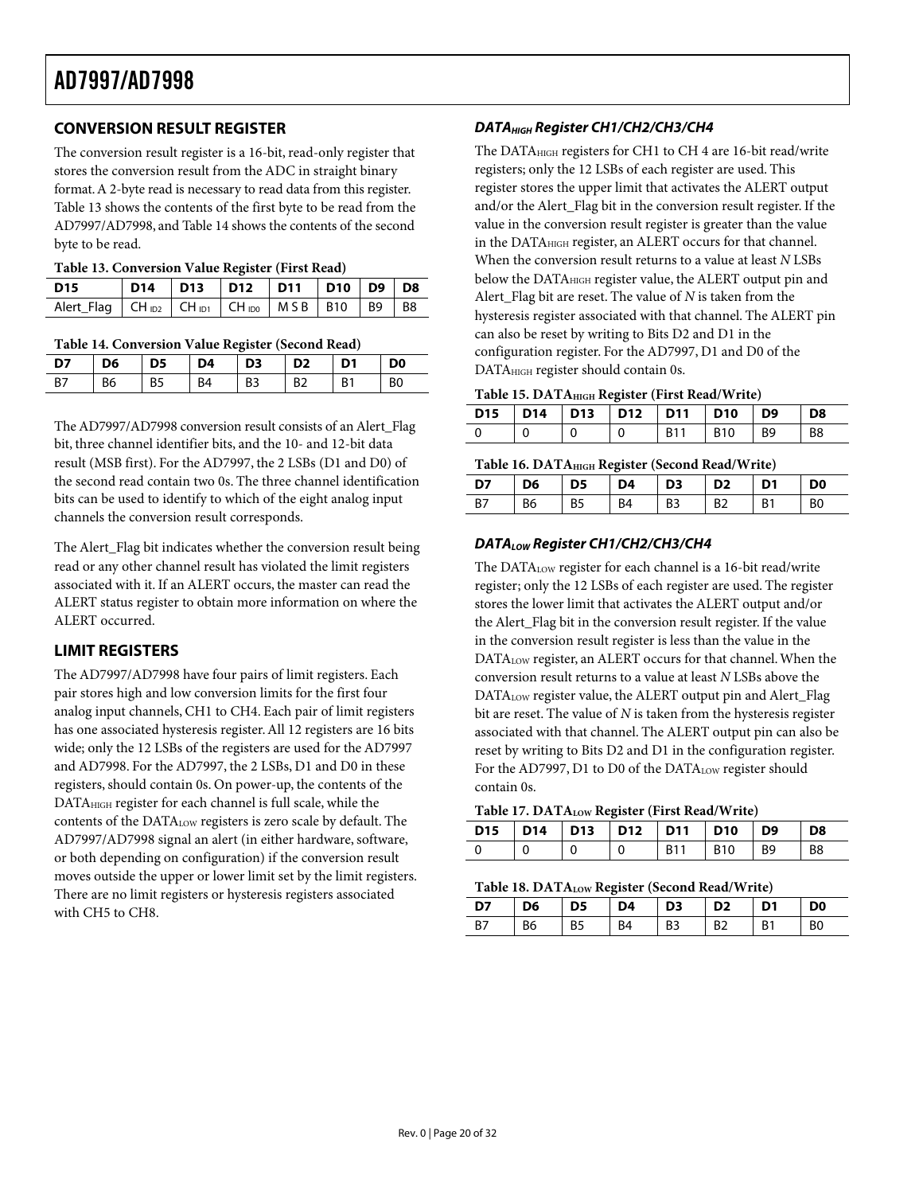## CONVERSION RESULT REGISTER

The conversion result register is a 16-bit, read-only register that stores the conversion result from the ADC in straight binary format. A 2-byte read is necessary to read data from this register. Table 13 shows the contents of the first byte to be read from the AD7997/AD7998, and Table 14 shows the contents of the second byte to be read.

**Table 13. Conversion Value Register (First Read)**

| D15 | D14 | D13 | D12 | D11 | D10 | D9 | D8 |
|---|---|---|---|---|---|---|---|
| Alert_Flag | $CH_{ID2}$ | $CH_{ID1}$ | $CH_{ID0}$ | MSB | B10 | B9 | B8 |

**Table 14. Conversion Value Register (Second Read)**

| D7 | D6 | D5 | D4 | D3 | D2 | D1 | D0 |
|---|---|---|---|---|---|---|---|
| B7 | B6 | B5 | B4 | B3 | B2 | B1 | B0 |

The AD7997/AD7998 conversion result consists of an Alert_Flag bit, three channel identifier bits, and the 10- and 12-bit data result (MSB first). For the AD7997, the 2 LSBs (D1 and D0) of the second read contain two 0s. The three channel identification bits can be used to identify to which of the eight analog input channels the conversion result corresponds.

The Alert_Flag bit indicates whether the conversion result being read or any other channel result has violated the limit registers associated with it. If an ALERT occurs, the master can read the ALERT status register to obtain more information on where the ALERT occurred.

## LIMIT REGISTERS

The AD7997/AD7998 have four pairs of limit registers. Each pair stores high and low conversion limits for the first four analog input channels, CH1 to CH4. Each pair of limit registers has one associated hysteresis register. All 12 registers are 16 bits wide; only the 12 LSBs of the registers are used for the AD7997 and AD7998. For the AD7997, the 2 LSBs, D1 and D0 in these registers, should contain 0s. On power-up, the contents of the $DATA_{HIGH}$ register for each channel is full scale, while the contents of the $DATA_{LOW}$ registers is zero scale by default. The AD7997/AD7998 signal an alert (in either hardware, software, or both depending on configuration) if the conversion result moves outside the upper or lower limit set by the limit registers. There are no limit registers or hysteresis registers associated with CH5 to CH8.

### $DATA_{HIGH}$ Register CH1/CH2/CH3/CH4

The $DATA_{HIGH}$ registers for CH1 to CH 4 are 16-bit read/write registers; only the 12 LSBs of each register are used. This register stores the upper limit that activates the ALERT output and/or the Alert_Flag bit in the conversion result register. If the value in the conversion result register is greater than the value in the $DATA_{HIGH}$ register, an ALERT occurs for that channel. When the conversion result returns to a value at least *N* LSBs below the $DATA_{HIGH}$ register value, the ALERT output pin and Alert_Flag bit are reset. The value of *N* is taken from the hysteresis register associated with that channel. The ALERT pin can also be reset by writing to Bits D2 and D1 in the configuration register. For the AD7997, D1 and D0 of the $DATA_{HIGH}$ register should contain 0s.

**Table 15. $DATA_{HIGH}$ Register (First Read/Write)**

| D15 | D14 | D13 | D12 | D11 | D10 | D9 | D8 |
|---|---|---|---|---|---|---|---|
| 0 | 0 | 0 | 0 | B11 | B10 | B9 | B8 |

**Table 16. $DATA_{HIGH}$ Register (Second Read/Write)**

| D7 | D6 | D5 | D4 | D3 | D2 | D1 | D0 |
|---|---|---|---|---|---|---|---|
| B7 | B6 | B5 | B4 | B3 | B2 | B1 | B0 |

### $DATA_{LOW}$ Register CH1/CH2/CH3/CH4

The $DATA_{LOW}$ register for each channel is a 16-bit read/write register; only the 12 LSBs of each register are used. The register stores the lower limit that activates the ALERT output and/or the Alert_Flag bit in the conversion result register. If the value in the conversion result register is less than the value in the $DATA_{LOW}$ register, an ALERT occurs for that channel. When the conversion result returns to a value at least *N* LSBs above the $DATA_{LOW}$ register value, the ALERT output pin and Alert_Flag bit are reset. The value of *N* is taken from the hysteresis register associated with that channel. The ALERT output pin can also be reset by writing to Bits D2 and D1 in the configuration register. For the AD7997, D1 to D0 of the $DATA_{LOW}$ register should contain 0s.

**Table 17. $DATA_{LOW}$ Register (First Read/Write)**

| D15 | D14 | D13 | D12 | D11 | D10 | D9 | D8 |
|---|---|---|---|---|---|---|---|
| 0 | 0 | 0 | 0 | B11 | B10 | B9 | B8 |

**Table 18. $DATA_{LOW}$ Register (Second Read/Write)**

| D7 | D6 | D5 | D4 | D3 | D2 | D1 | D0 |
|---|---|---|---|---|---|---|---|
| B7 | B6 | B5 | B4 | B3 | B2 | B1 | B0 |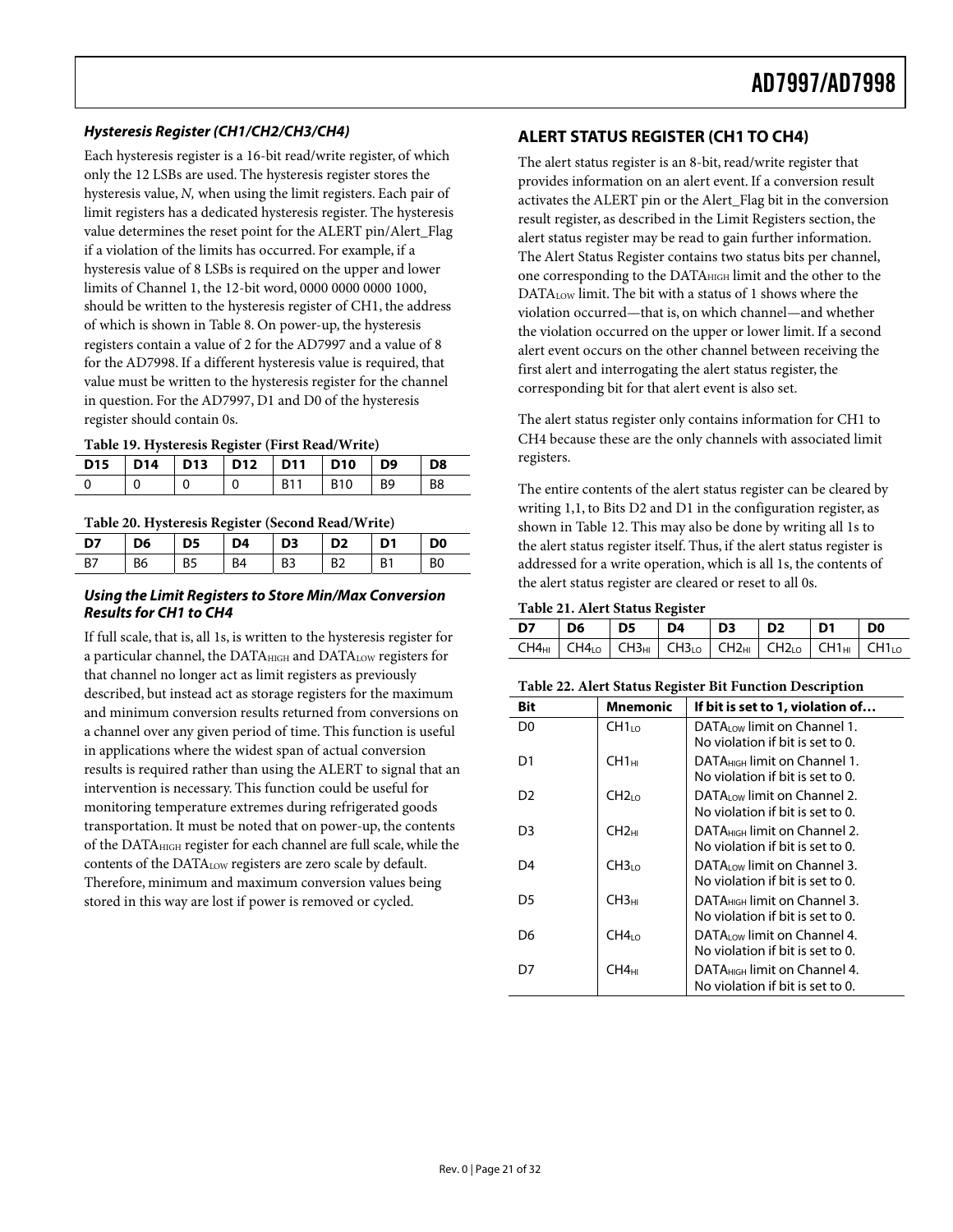### *Hysteresis Register (CH1/CH2/CH3/CH4)*

Each hysteresis register is a 16-bit read/write register, of which only the 12 LSBs are used. The hysteresis register stores the hysteresis value, *N,* when using the limit registers. Each pair of limit registers has a dedicated hysteresis register. The hysteresis value determines the reset point for the ALERT pin/Alert_Flag if a violation of the limits has occurred. For example, if a hysteresis value of 8 LSBs is required on the upper and lower limits of Channel 1, the 12-bit word, 0000 0000 0000 1000, should be written to the hysteresis register of CH1, the address of which is shown in Table 8. On power-up, the hysteresis registers contain a value of 2 for the AD7997 and a value of 8 for the AD7998. If a different hysteresis value is required, that value must be written to the hysteresis register for the channel in question. For the AD7997, D1 and D0 of the hysteresis register should contain 0s.

**Table 19. Hysteresis Register (First Read/Write)**

| D15 | D14 | D13 | D12 | D11 | D10 | D9 | D8 |
|---|---|---|---|---|---|---|---|
| 0 | 0 | 0 | 0 | B11 | B10 | B9 | B8 |

**Table 20. Hysteresis Register (Second Read/Write)**

| D7 | D6 | D5 | D4 | D3 | D2 | D1 | D0 |
|---|---|---|---|---|---|---|---|
| B7 | B6 | B5 | B4 | B3 | B2 | B1 | B0 |

### *Using the Limit Registers to Store Min/Max Conversion Results for CH1 to CH4*

If full scale, that is, all 1s, is written to the hysteresis register for a particular channel, the $DATA_{HIGH}$ and $DATA_{LOW}$ registers for that channel no longer act as limit registers as previously described, but instead act as storage registers for the maximum and minimum conversion results returned from conversions on a channel over any given period of time. This function is useful in applications where the widest span of actual conversion results is required rather than using the ALERT to signal that an intervention is necessary. This function could be useful for monitoring temperature extremes during refrigerated goods transportation. It must be noted that on power-up, the contents of the $DATA_{HIGH}$ register for each channel are full scale, while the contents of the $DATA_{LOW}$ registers are zero scale by default. Therefore, minimum and maximum conversion values being stored in this way are lost if power is removed or cycled.

## ALERT STATUS REGISTER (CH1 TO CH4)

The alert status register is an 8-bit, read/write register that provides information on an alert event. If a conversion result activates the ALERT pin or the Alert_Flag bit in the conversion result register, as described in the Limit Registers section, the alert status register may be read to gain further information. The Alert Status Register contains two status bits per channel, one corresponding to the $DATA_{HIGH}$ limit and the other to the $DATA_{LOW}$ limit. The bit with a status of 1 shows where the violation occurred—that is, on which channel—and whether the violation occurred on the upper or lower limit. If a second alert event occurs on the other channel between receiving the first alert and interrogating the alert status register, the corresponding bit for that alert event is also set.

The alert status register only contains information for CH1 to CH4 because these are the only channels with associated limit registers.

The entire contents of the alert status register can be cleared by writing 1,1, to Bits D2 and D1 in the configuration register, as shown in Table 12. This may also be done by writing all 1s to the alert status register itself. Thus, if the alert status register is addressed for a write operation, which is all 1s, the contents of the alert status register are cleared or reset to all 0s.

**Table 21. Alert Status Register**

| D7 | D6 | D5 | D4 | D3 | D2 | D1 | D0 |
|---|---|---|---|---|---|---|---|
| $CH4_{HI}$ | $CH4_{LO}$ | $CH3_{HI}$ | $CH3_{LO}$ | $CH2_{HI}$ | $CH2_{LO}$ | $CH1_{HI}$ | $CH1_{LO}$ |

**Table 22. Alert Status Register Bit Function Description**

| Bit | Mnemonic | If bit is set to 1, violation of… |
|---|---|---|
| D0 | $CH1_{LO}$ | $DATA_{LOW}$ limit on Channel 1. No violation if bit is set to 0. |
| D1 | $CH1_{HI}$ | $DATA_{HIGH}$ limit on Channel 1. No violation if bit is set to 0. |
| D2 | $CH2_{LO}$ | $DATA_{LOW}$ limit on Channel 2. No violation if bit is set to 0. |
| D3 | $CH2_{HI}$ | $DATA_{HIGH}$ limit on Channel 2. No violation if bit is set to 0. |
| D4 | $CH3_{LO}$ | $DATA_{LOW}$ limit on Channel 3. No violation if bit is set to 0. |
| D5 | $CH3_{HI}$ | $DATA_{HIGH}$ limit on Channel 3. No violation if bit is set to 0. |
| D6 | $CH4_{LO}$ | $DATA_{LOW}$ limit on Channel 4. No violation if bit is set to 0. |
| D7 | $CH4_{HI}$ | $DATA_{HIGH}$ limit on Channel 4. No violation if bit is set to 0. |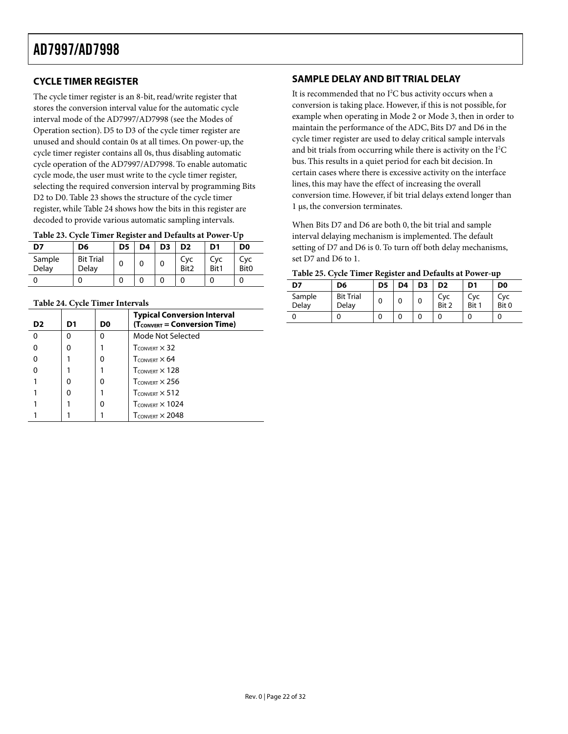## CYCLE TIMER REGISTER

The cycle timer register is an 8-bit, read/write register that stores the conversion interval value for the automatic cycle interval mode of the AD7997/AD7998 (see the Modes of Operation section). D5 to D3 of the cycle timer register are unused and should contain 0s at all times. On power-up, the cycle timer register contains all 0s, thus disabling automatic cycle operation of the AD7997/AD7998. To enable automatic cycle mode, the user must write to the cycle timer register, selecting the required conversion interval by programming Bits D2 to D0. Table 23 shows the structure of the cycle timer register, while Table 24 shows how the bits in this register are decoded to provide various automatic sampling intervals.

**Table 23. Cycle Timer Register and Defaults at Power-Up**

| D7 | D6 | D5 | D4 | D3 | D2 | D1 | D0 |
|---|---|---|---|---|---|---|---|
| Sample Delay | Bit Trial Delay | 0 | 0 | 0 | Cyc Bit2 | Cyc Bit1 | Cyc Bit0 |
| 0 | 0 | 0 | 0 | 0 | 0 | 0 | 0 |

**Table 24. Cycle Timer Intervals**

| D2 | D1 | D0 | Typical Conversion Interval ($T_{CONVERT}$ = Conversion Time) |
|---|---|---|---|
| 0 | 0 | 0 | Mode Not Selected |
| 0 | 0 | 1 | $T_{CONVERT} \times 32$ |
| 0 | 1 | 0 | $T_{CONVERT} \times 64$ |
| 0 | 1 | 1 | $T_{CONVERT} \times 128$ |
| 1 | 0 | 0 | $T_{CONVERT} \times 256$ |
| 1 | 0 | 1 | $T_{CONVERT} \times 512$ |
| 1 | 1 | 0 | $T_{CONVERT} \times 1024$ |
| 1 | 1 | 1 | $T_{CONVERT} \times 2048$ |

## SAMPLE DELAY AND BIT TRIAL DELAY

It is recommended that no $I^2C$ bus activity occurs when a conversion is taking place. However, if this is not possible, for example when operating in Mode 2 or Mode 3, then in order to maintain the performance of the ADC, Bits D7 and D6 in the cycle timer register are used to delay critical sample intervals and bit trials from occurring while there is activity on the $I^2C$ bus. This results in a quiet period for each bit decision. In certain cases where there is excessive activity on the interface lines, this may have the effect of increasing the overall conversion time. However, if bit trial delays extend longer than 1 μs, the conversion terminates.

When Bits D7 and D6 are both 0, the bit trial and sample interval delaying mechanism is implemented. The default setting of D7 and D6 is 0. To turn off both delay mechanisms, set D7 and D6 to 1.

**Table 25. Cycle Timer Register and Defaults at Power-up**

| D7 | D6 | D5 | D4 | D3 | D2 | D1 | D0 |
|---|---|---|---|---|---|---|---|
| Sample Delay | Bit Trial Delay | 0 | 0 | 0 | Cyc Bit 2 | Cyc Bit 1 | Cyc Bit 0 |
| 0 | 0 | 0 | 0 | 0 | 0 | 0 | 0 |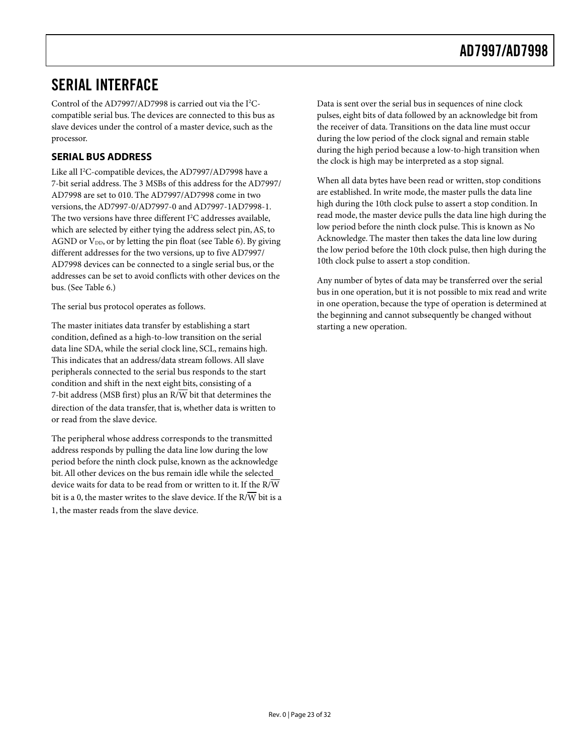## SERIAL INTERFACE

Control of the AD7997/AD7998 is carried out via the I²C-compatible serial bus. The devices are connected to this bus as slave devices under the control of a master device, such as the processor.

### SERIAL BUS ADDRESS

Like all I²C-compatible devices, the AD7997/AD7998 have a 7-bit serial address. The 3 MSBs of this address for the AD7997/AD7998 are set to 010. The AD7997/AD7998 come in two versions, the AD7997-0/AD7997-0 and AD7997-1AD7998-1. The two versions have three different I²C addresses available, which are selected by either tying the address select pin, AS, to AGND or $V_{DD}$, or by letting the pin float (see Table 6). By giving different addresses for the two versions, up to five AD7997/AD7998 devices can be connected to a single serial bus, or the addresses can be set to avoid conflicts with other devices on the bus. (See Table 6.)

The serial bus protocol operates as follows.

The master initiates data transfer by establishing a start condition, defined as a high-to-low transition on the serial data line SDA, while the serial clock line, SCL, remains high. This indicates that an address/data stream follows. All slave peripherals connected to the serial bus responds to the start condition and shift in the next eight bits, consisting of a 7-bit address (MSB first) plus an R/$\overline{\text{W}}$ bit that determines the direction of the data transfer, that is, whether data is written to or read from the slave device.

The peripheral whose address corresponds to the transmitted address responds by pulling the data line low during the low period before the ninth clock pulse, known as the acknowledge bit. All other devices on the bus remain idle while the selected device waits for data to be read from or written to it. If the R/$\overline{\text{W}}$ bit is a 0, the master writes to the slave device. If the R/$\overline{\text{W}}$ bit is a 1, the master reads from the slave device.

Data is sent over the serial bus in sequences of nine clock pulses, eight bits of data followed by an acknowledge bit from the receiver of data. Transitions on the data line must occur during the low period of the clock signal and remain stable during the high period because a low-to-high transition when the clock is high may be interpreted as a stop signal.

When all data bytes have been read or written, stop conditions are established. In write mode, the master pulls the data line high during the 10th clock pulse to assert a stop condition. In read mode, the master device pulls the data line high during the low period before the ninth clock pulse. This is known as No Acknowledge. The master then takes the data line low during the low period before the 10th clock pulse, then high during the 10th clock pulse to assert a stop condition.

Any number of bytes of data may be transferred over the serial bus in one operation, but it is not possible to mix read and write in one operation, because the type of operation is determined at the beginning and cannot subsequently be changed without starting a new operation.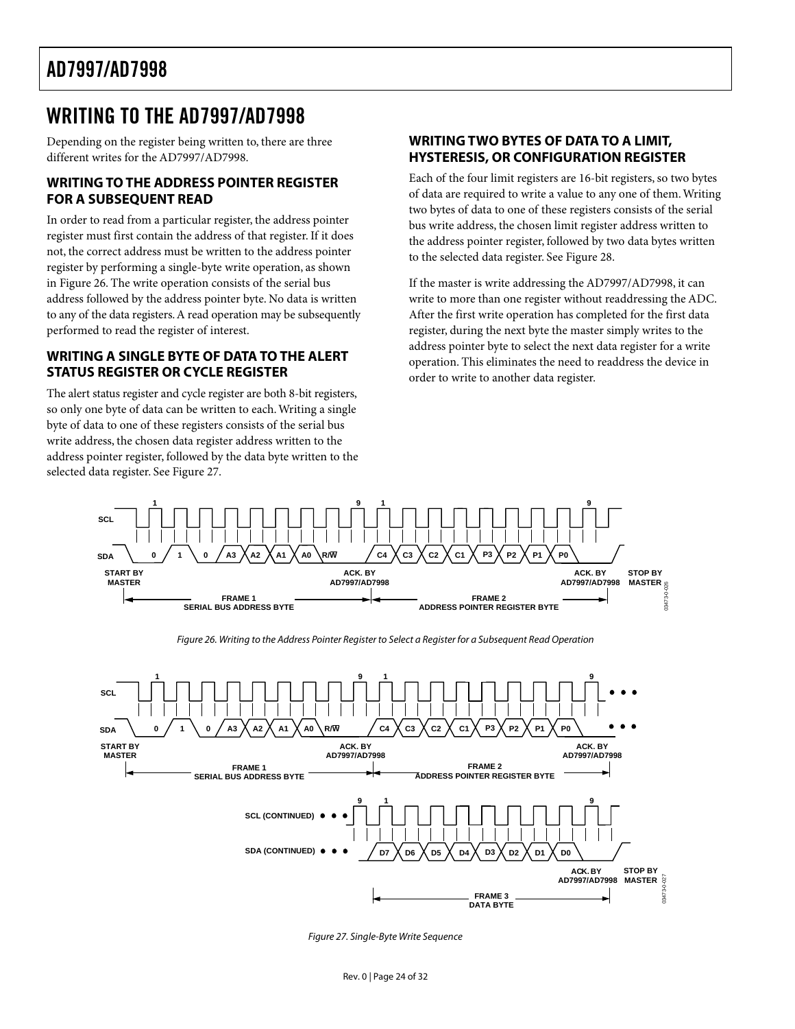# WRITING TO THE AD7997/AD7998

Depending on the register being written to, there are three different writes for the AD7997/AD7998.

## WRITING TO THE ADDRESS POINTER REGISTER FOR A SUBSEQUENT READ

In order to read from a particular register, the address pointer register must first contain the address of that register. If it does not, the correct address must be written to the address pointer register by performing a single-byte write operation, as shown in Figure 26. The write operation consists of the serial bus address followed by the address pointer byte. No data is written to any of the data registers. A read operation may be subsequently performed to read the register of interest.

## WRITING A SINGLE BYTE OF DATA TO THE ALERT STATUS REGISTER OR CYCLE REGISTER

The alert status register and cycle register are both 8-bit registers, so only one byte of data can be written to each. Writing a single byte of data to one of these registers consists of the serial bus write address, the chosen data register address written to the address pointer register, followed by the data byte written to the selected data register. See Figure 27.

## WRITING TWO BYTES OF DATA TO A LIMIT, HYSTERESIS, OR CONFIGURATION REGISTER

Each of the four limit registers are 16-bit registers, so two bytes of data are required to write a value to any one of them. Writing two bytes of data to one of these registers consists of the serial bus write address, the chosen limit register address written to the address pointer register, followed by two data bytes written to the selected data register. See Figure 28.

If the master is write addressing the AD7997/AD7998, it can write to more than one register without readdressing the ADC. After the first write operation has completed for the first data register, during the next byte the master simply writes to the address pointer byte to select the next data register for a write operation. This eliminates the need to readdress the device in order to write to another data register.

Figure 26. Writing to the Address Pointer Register to Select a Register for a Subsequent Read Operation

Figure 27. Single-Byte Write Sequence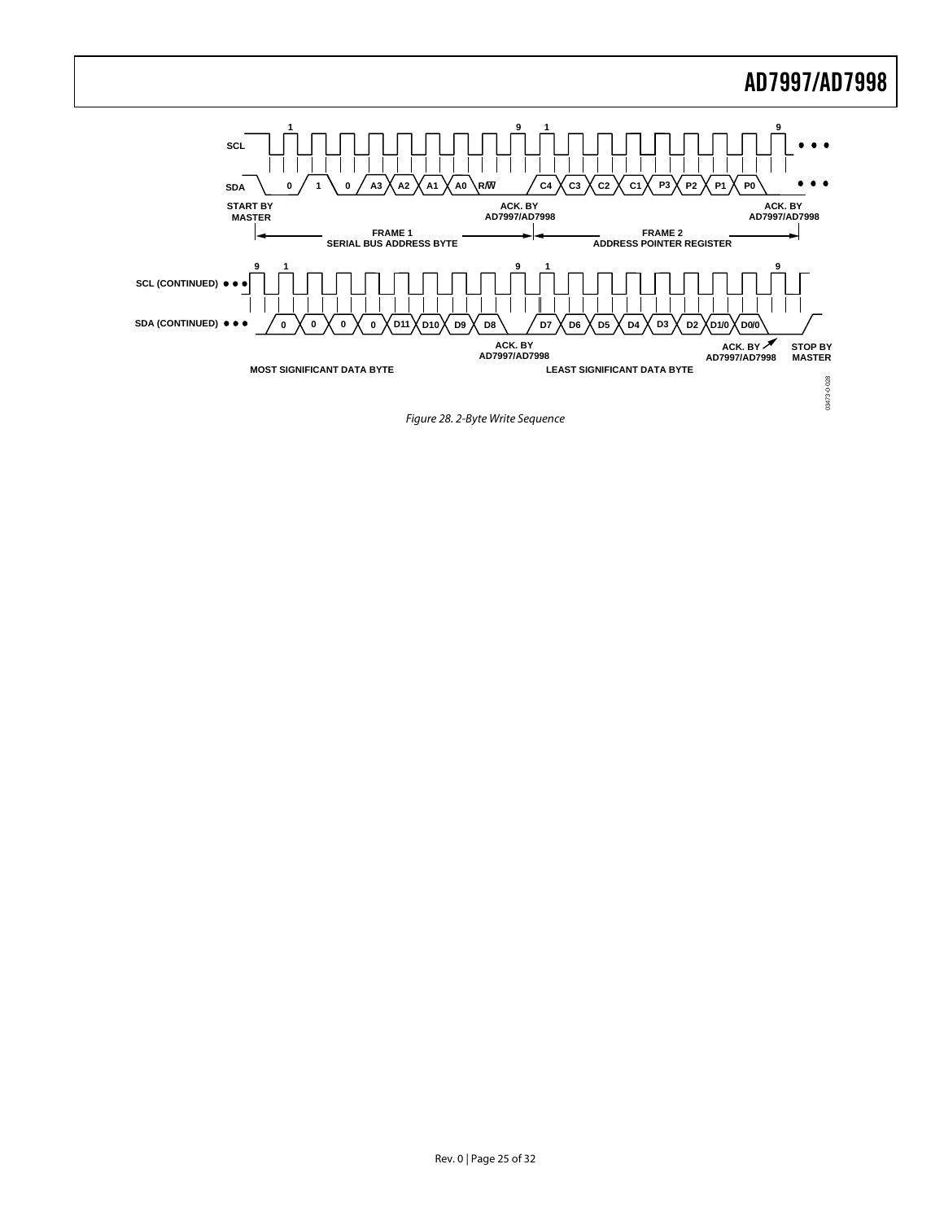*Figure 28. 2-Byte Write Sequence*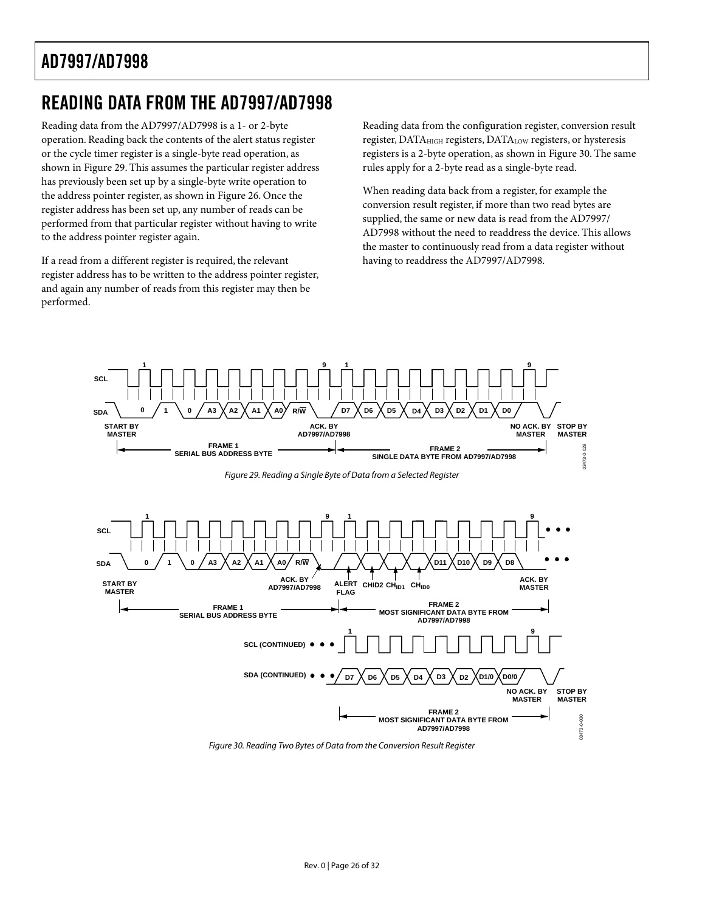# READING DATA FROM THE AD7997/AD7998

Reading data from the AD7997/AD7998 is a 1- or 2-byte operation. Reading back the contents of the alert status register or the cycle timer register is a single-byte read operation, as shown in Figure 29. This assumes the particular register address has previously been set up by a single-byte write operation to the address pointer register, as shown in Figure 26. Once the register address has been set up, any number of reads can be performed from that particular register without having to write to the address pointer register again.

If a read from a different register is required, the relevant register address has to be written to the address pointer register, and again any number of reads from this register may then be performed.

Reading data from the configuration register, conversion result register, $DATA_{HIGH}$ registers, $DATA_{LOW}$ registers, or hysteresis registers is a 2-byte operation, as shown in Figure 30. The same rules apply for a 2-byte read as a single-byte read.

When reading data back from a register, for example the conversion result register, if more than two read bytes are supplied, the same or new data is read from the AD7997/AD7998 without the need to readdress the device. This allows the master to continuously read from a data register without having to readdress the AD7997/AD7998.

*Figure 29. Reading a Single Byte of Data from a Selected Register*

*Figure 30. Reading Two Bytes of Data from the Conversion Result Register*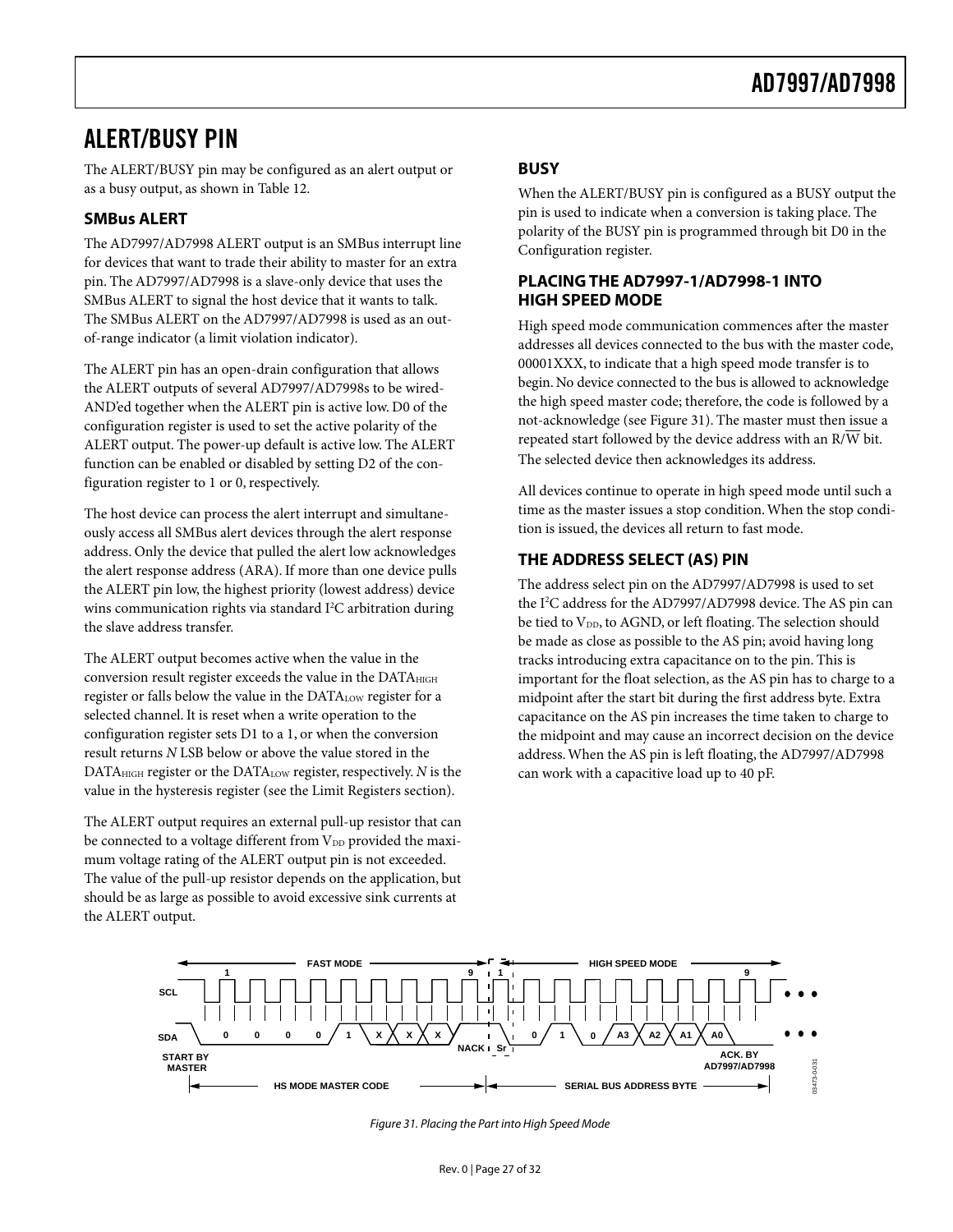## ALERT/BUSY PIN

The ALERT/BUSY pin may be configured as an alert output or as a busy output, as shown in Table 12.

### SMBus ALERT

The AD7997/AD7998 ALERT output is an SMBus interrupt line for devices that want to trade their ability to master for an extra pin. The AD7997/AD7998 is a slave-only device that uses the SMBus ALERT to signal the host device that it wants to talk. The SMBus ALERT on the AD7997/AD7998 is used as an out-of-range indicator (a limit violation indicator).

The ALERT pin has an open-drain configuration that allows the ALERT outputs of several AD7997/AD7998s to be wired-AND'ed together when the ALERT pin is active low. D0 of the configuration register is used to set the active polarity of the ALERT output. The power-up default is active low. The ALERT function can be enabled or disabled by setting D2 of the configuration register to 1 or 0, respectively.

The host device can process the alert interrupt and simultaneously access all SMBus alert devices through the alert response address. Only the device that pulled the alert low acknowledges the alert response address (ARA). If more than one device pulls the ALERT pin low, the highest priority (lowest address) device wins communication rights via standard I²C arbitration during the slave address transfer.

The ALERT output becomes active when the value in the conversion result register exceeds the value in the $DATA_{HIGH}$ register or falls below the value in the $DATA_{LOW}$ register for a selected channel. It is reset when a write operation to the configuration register sets D1 to a 1, or when the conversion result returns *N* LSB below or above the value stored in the $DATA_{HIGH}$ register or the $DATA_{LOW}$ register, respectively. *N* is the value in the hysteresis register (see the Limit Registers section).

The ALERT output requires an external pull-up resistor that can be connected to a voltage different from $V_{DD}$ provided the maximum voltage rating of the ALERT output pin is not exceeded. The value of the pull-up resistor depends on the application, but should be as large as possible to avoid excessive sink currents at the ALERT output.

### BUSY

When the ALERT/BUSY pin is configured as a BUSY output the pin is used to indicate when a conversion is taking place. The polarity of the BUSY pin is programmed through bit D0 in the Configuration register.

### PLACING THE AD7997-1/AD7998-1 INTO HIGH SPEED MODE

High speed mode communication commences after the master addresses all devices connected to the bus with the master code, 00001XXX, to indicate that a high speed mode transfer is to begin. No device connected to the bus is allowed to acknowledge the high speed master code; therefore, the code is followed by a not-acknowledge (see Figure 31). The master must then issue a repeated start followed by the device address with an R/$\overline{W}$ bit. The selected device then acknowledges its address.

All devices continue to operate in high speed mode until such a time as the master issues a stop condition. When the stop condition is issued, the devices all return to fast mode.

### THE ADDRESS SELECT (AS) PIN

The address select pin on the AD7997/AD7998 is used to set the I²C address for the AD7997/AD7998 device. The AS pin can be tied to $V_{DD}$, to AGND, or left floating. The selection should be made as close as possible to the AS pin; avoid having long tracks introducing extra capacitance on to the pin. This is important for the float selection, as the AS pin has to charge to a midpoint after the start bit during the first address byte. Extra capacitance on the AS pin increases the time taken to charge to the midpoint and may cause an incorrect decision on the device address. When the AS pin is left floating, the AD7997/AD7998 can work with a capacitive load up to 40 pF.

*Figure 31. Placing the Part into High Speed Mode*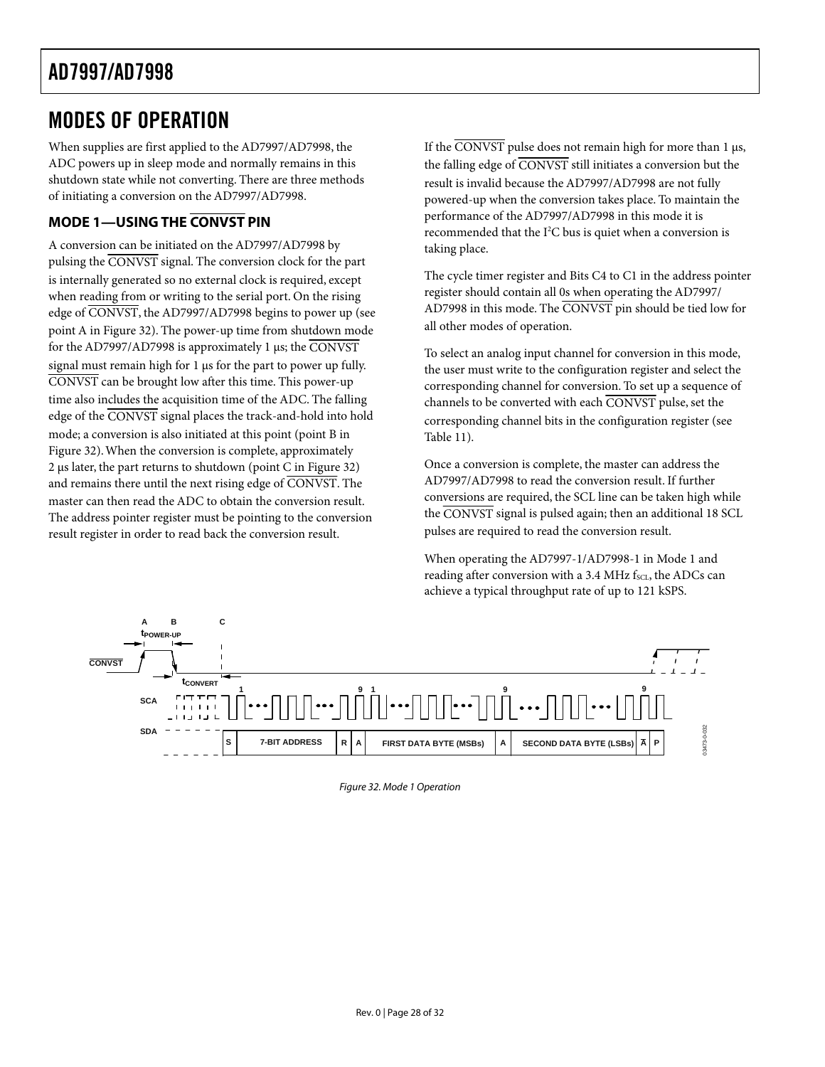# MODES OF OPERATION

When supplies are first applied to the AD7997/AD7998, the ADC powers up in sleep mode and normally remains in this shutdown state while not converting. There are three methods of initiating a conversion on the AD7997/AD7998.

## MODE 1—USING THE $\overline{\text{CONVST}}$ PIN

A conversion can be initiated on the AD7997/AD7998 by pulsing the $\overline{\text{CONVST}}$ signal. The conversion clock for the part is internally generated so no external clock is required, except when reading from or writing to the serial port. On the rising edge of $\overline{\text{CONVST}}$, the AD7997/AD7998 begins to power up (see point A in Figure 32). The power-up time from shutdown mode for the AD7997/AD7998 is approximately 1 µs; the $\overline{\text{CONVST}}$ signal must remain high for 1 µs for the part to power up fully. $\overline{\text{CONVST}}$ can be brought low after this time. This power-up time also includes the acquisition time of the ADC. The falling edge of the $\overline{\text{CONVST}}$ signal places the track-and-hold into hold mode; a conversion is also initiated at this point (point B in Figure 32). When the conversion is complete, approximately 2 µs later, the part returns to shutdown (point C in Figure 32) and remains there until the next rising edge of $\overline{\text{CONVST}}$. The master can then read the ADC to obtain the conversion result. The address pointer register must be pointing to the conversion result register in order to read back the conversion result.

If the $\overline{\text{CONVST}}$ pulse does not remain high for more than 1 µs, the falling edge of $\overline{\text{CONVST}}$ still initiates a conversion but the result is invalid because the AD7997/AD7998 are not fully powered-up when the conversion takes place. To maintain the performance of the AD7997/AD7998 in this mode it is recommended that the $I^2C$ bus is quiet when a conversion is taking place.

The cycle timer register and Bits C4 to C1 in the address pointer register should contain all 0s when operating the AD7997/AD7998 in this mode. The $\overline{\text{CONVST}}$ pin should be tied low for all other modes of operation.

To select an analog input channel for conversion in this mode, the user must write to the configuration register and select the corresponding channel for conversion. To set up a sequence of channels to be converted with each $\overline{\text{CONVST}}$ pulse, set the corresponding channel bits in the configuration register (see Table 11).

Once a conversion is complete, the master can address the AD7997/AD7998 to read the conversion result. If further conversions are required, the SCL line can be taken high while the $\overline{\text{CONVST}}$ signal is pulsed again; then an additional 18 SCL pulses are required to read the conversion result.

When operating the AD7997-1/AD7998-1 in Mode 1 and reading after conversion with a 3.4 MHz $f_{SCL}$, the ADCs can achieve a typical throughput rate of up to 121 kSPS.

*Figure 32. Mode 1 Operation*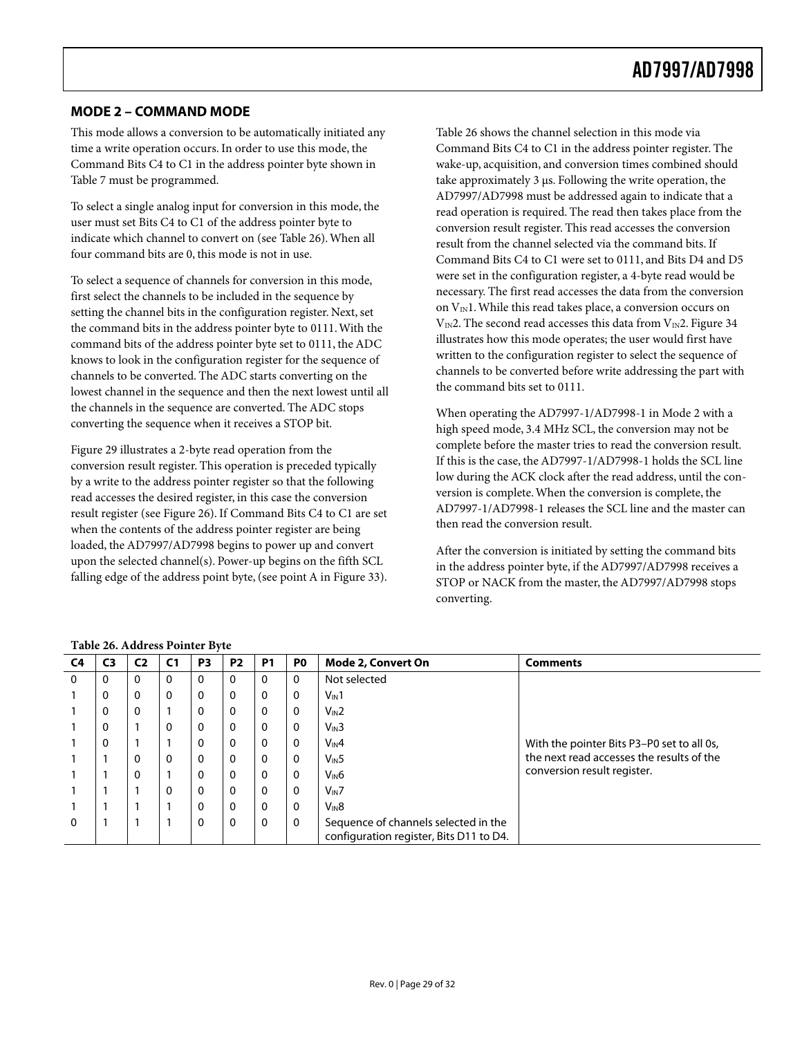## MODE 2 – COMMAND MODE

This mode allows a conversion to be automatically initiated any time a write operation occurs. In order to use this mode, the Command Bits C4 to C1 in the address pointer byte shown in Table 7 must be programmed.

To select a single analog input for conversion in this mode, the user must set Bits C4 to C1 of the address pointer byte to indicate which channel to convert on (see Table 26). When all four command bits are 0, this mode is not in use.

To select a sequence of channels for conversion in this mode, first select the channels to be included in the sequence by setting the channel bits in the configuration register. Next, set the command bits in the address pointer byte to 0111. With the command bits of the address pointer byte set to 0111, the ADC knows to look in the configuration register for the sequence of channels to be converted. The ADC starts converting on the lowest channel in the sequence and then the next lowest until all the channels in the sequence are converted. The ADC stops converting the sequence when it receives a STOP bit.

Figure 29 illustrates a 2-byte read operation from the conversion result register. This operation is preceded typically by a write to the address pointer register so that the following read accesses the desired register, in this case the conversion result register (see Figure 26). If Command Bits C4 to C1 are set when the contents of the address pointer register are being loaded, the AD7997/AD7998 begins to power up and convert upon the selected channel(s). Power-up begins on the fifth SCL falling edge of the address point byte, (see point A in Figure 33).

Table 26 shows the channel selection in this mode via Command Bits C4 to C1 in the address pointer register. The wake-up, acquisition, and conversion times combined should take approximately 3 µs. Following the write operation, the AD7997/AD7998 must be addressed again to indicate that a read operation is required. The read then takes place from the conversion result register. This read accesses the conversion result from the channel selected via the command bits. If Command Bits C4 to C1 were set to 0111, and Bits D4 and D5 were set in the configuration register, a 4-byte read would be necessary. The first read accesses the data from the conversion on $V_{IN}1$. While this read takes place, a conversion occurs on $V_{IN}2$. The second read accesses this data from $V_{IN}2$. Figure 34 illustrates how this mode operates; the user would first have written to the configuration register to select the sequence of channels to be converted before write addressing the part with the command bits set to 0111.

When operating the AD7997-1/AD7998-1 in Mode 2 with a high speed mode, 3.4 MHz SCL, the conversion may not be complete before the master tries to read the conversion result. If this is the case, the AD7997-1/AD7998-1 holds the SCL line low during the ACK clock after the read address, until the conversion is complete. When the conversion is complete, the AD7997-1/AD7998-1 releases the SCL line and the master can then read the conversion result.

After the conversion is initiated by setting the command bits in the address pointer byte, if the AD7997/AD7998 receives a STOP or NACK from the master, the AD7997/AD7998 stops converting.

**Table 26. Address Pointer Byte**

| C4 | C3 | C2 | C1 | P3 | P2 | P1 | P0 | Mode 2, Convert On | Comments |
|---|---|---|---|---|---|---|---|---|---|
| 0 | 0 | 0 | 0 | 0 | 0 | 0 | 0 | Not selected | |
| 1 | 0 | 0 | 0 | 0 | 0 | 0 | 0 | $V_{IN}1$ | |
| 1 | 0 | 0 | 1 | 0 | 0 | 0 | 0 | $V_{IN}2$ | |
| 1 | 0 | 1 | 0 | 0 | 0 | 0 | 0 | $V_{IN}3$ | |
| 1 | 0 | 1 | 1 | 0 | 0 | 0 | 0 | $V_{IN}4$ | With the pointer Bits P3–P0 set to all 0s, the next read accesses the results of the conversion result register. |
| 1 | 1 | 0 | 0 | 0 | 0 | 0 | 0 | $V_{IN}5$ | |
| 1 | 1 | 0 | 1 | 0 | 0 | 0 | 0 | $V_{IN}6$ | |
| 1 | 1 | 1 | 0 | 0 | 0 | 0 | 0 | $V_{IN}7$ | |
| 1 | 1 | 1 | 1 | 0 | 0 | 0 | 0 | $V_{IN}8$ | |
| 0 | 1 | 1 | 1 | 0 | 0 | 0 | 0 | Sequence of channels selected in the configuration register, Bits D11 to D4. | |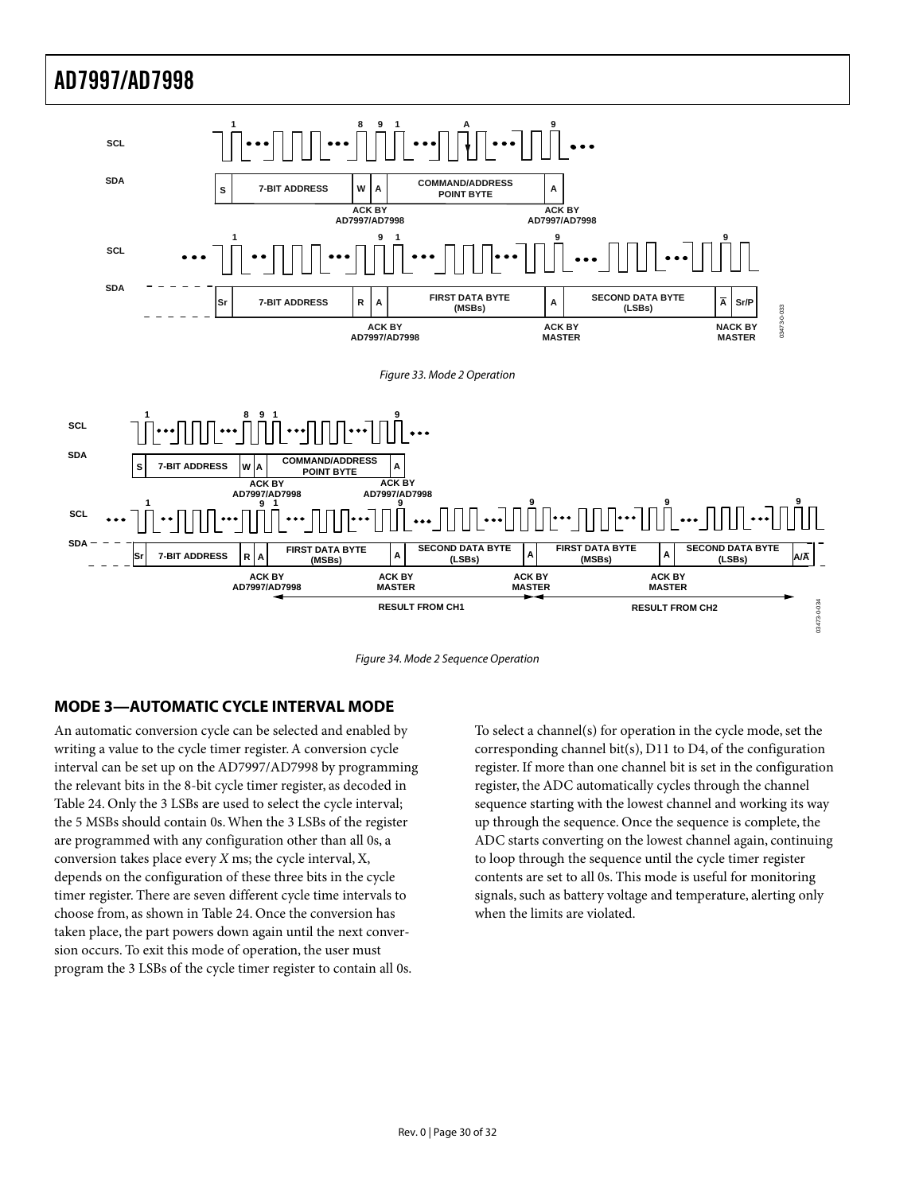Figure 33. Mode 2 Operation

Figure 34. Mode 2 Sequence Operation

## MODE 3—AUTOMATIC CYCLE INTERVAL MODE

An automatic conversion cycle can be selected and enabled by writing a value to the cycle timer register. A conversion cycle interval can be set up on the AD7997/AD7998 by programming the relevant bits in the 8-bit cycle timer register, as decoded in Table 24. Only the 3 LSBs are used to select the cycle interval; the 5 MSBs should contain 0s. When the 3 LSBs of the register are programmed with any configuration other than all 0s, a conversion takes place every *X* ms; the cycle interval, X, depends on the configuration of these three bits in the cycle timer register. There are seven different cycle time intervals to choose from, as shown in Table 24. Once the conversion has taken place, the part powers down again until the next conversion occurs. To exit this mode of operation, the user must program the 3 LSBs of the cycle timer register to contain all 0s.

To select a channel(s) for operation in the cycle mode, set the corresponding channel bit(s), D11 to D4, of the configuration register. If more than one channel bit is set in the configuration register, the ADC automatically cycles through the channel sequence starting with the lowest channel and working its way up through the sequence. Once the sequence is complete, the ADC starts converting on the lowest channel again, continuing to loop through the sequence until the cycle timer register contents are set to all 0s. This mode is useful for monitoring signals, such as battery voltage and temperature, alerting only when the limits are violated.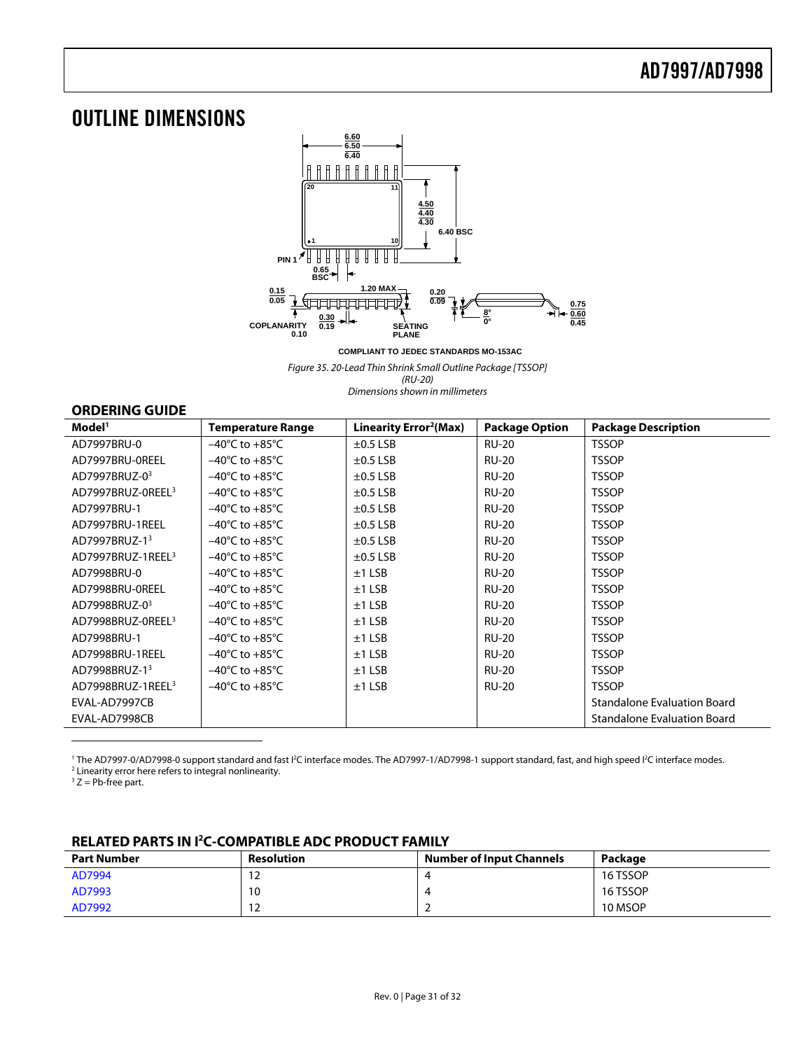# OUTLINE DIMENSIONS

COMPLIANT TO JEDEC STANDARDS MO-153AC

*Figure 35. 20-Lead Thin Shrink Small Outline Package [TSSOP] (RU-20) Dimensions shown in millimeters*

## ORDERING GUIDE

| Model[1] | Temperature Range | Linearity Error[2](Max) | Package Option | Package Description |
|---|---|---|---|---|
| AD7997BRU-0 | −40°C to +85°C | ±0.5 LSB | RU-20 | TSSOP |
| AD7997BRU-0REEL | −40°C to +85°C | ±0.5 LSB | RU-20 | TSSOP |
| AD7997BRUZ-0[3] | −40°C to +85°C | ±0.5 LSB | RU-20 | TSSOP |
| AD7997BRUZ-0REEL[3] | −40°C to +85°C | ±0.5 LSB | RU-20 | TSSOP |
| AD7997BRU-1 | −40°C to +85°C | ±0.5 LSB | RU-20 | TSSOP |
| AD7997BRU-1REEL | −40°C to +85°C | ±0.5 LSB | RU-20 | TSSOP |
| AD7997BRUZ-1[3] | −40°C to +85°C | ±0.5 LSB | RU-20 | TSSOP |
| AD7997BRUZ-1REEL[3] | −40°C to +85°C | ±0.5 LSB | RU-20 | TSSOP |
| AD7998BRU-0 | −40°C to +85°C | ±1 LSB | RU-20 | TSSOP |
| AD7998BRU-0REEL | −40°C to +85°C | ±1 LSB | RU-20 | TSSOP |
| AD7998BRUZ-0[3] | −40°C to +85°C | ±1 LSB | RU-20 | TSSOP |
| AD7998BRUZ-0REEL[3] | −40°C to +85°C | ±1 LSB | RU-20 | TSSOP |
| AD7998BRU-1 | −40°C to +85°C | ±1 LSB | RU-20 | TSSOP |
| AD7998BRU-1REEL | −40°C to +85°C | ±1 LSB | RU-20 | TSSOP |
| AD7998BRUZ-1[3] | −40°C to +85°C | ±1 LSB | RU-20 | TSSOP |
| AD7998BRUZ-1REEL[3] | −40°C to +85°C | ±1 LSB | RU-20 | TSSOP |
| EVAL-AD7997CB | | | | Standalone Evaluation Board |
| EVAL-AD7998CB | | | | Standalone Evaluation Board |

[1] The AD7997-0/AD7998-0 support standard and fast I²C interface modes. The AD7997-1/AD7998-1 support standard, fast, and high speed I²C interface modes.
[2] Linearity error here refers to integral nonlinearity.
[3] Z = Pb-free part.

## RELATED PARTS IN I²C-COMPATIBLE ADC PRODUCT FAMILY

| Part Number | Resolution | Number of Input Channels | Package |
|---|---|---|---|
| AD7994 | 12 | 4 | 16 TSSOP |
| AD7993 | 10 | 4 | 16 TSSOP |
| AD7992 | 12 | 2 | 10 MSOP |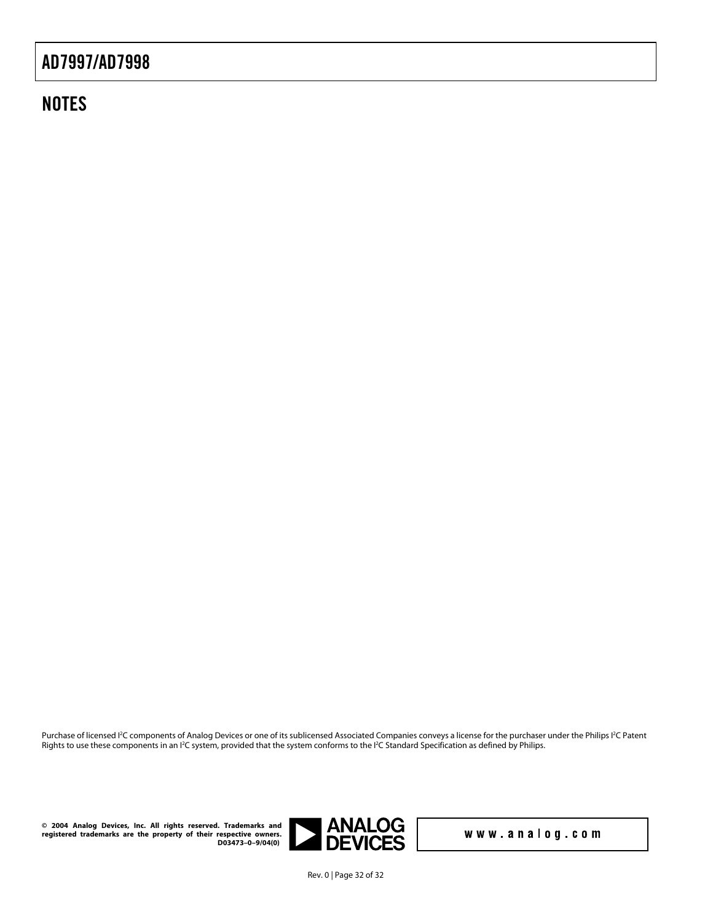## NOTES

Purchase of licensed I$^2$C components of Analog Devices or one of its sublicensed Associated Companies conveys a license for the purchaser under the Philips I$^2$C Patent Rights to use these components in an I$^2$C system, provided that the system conforms to the I$^2$C Standard Specification as defined by Philips.

**© 2004 Analog Devices, Inc. All rights reserved. Trademarks and registered trademarks are the property of their respective owners. D03473–0–9/04(0)**

ANALOG DEVICES

www.analog.com